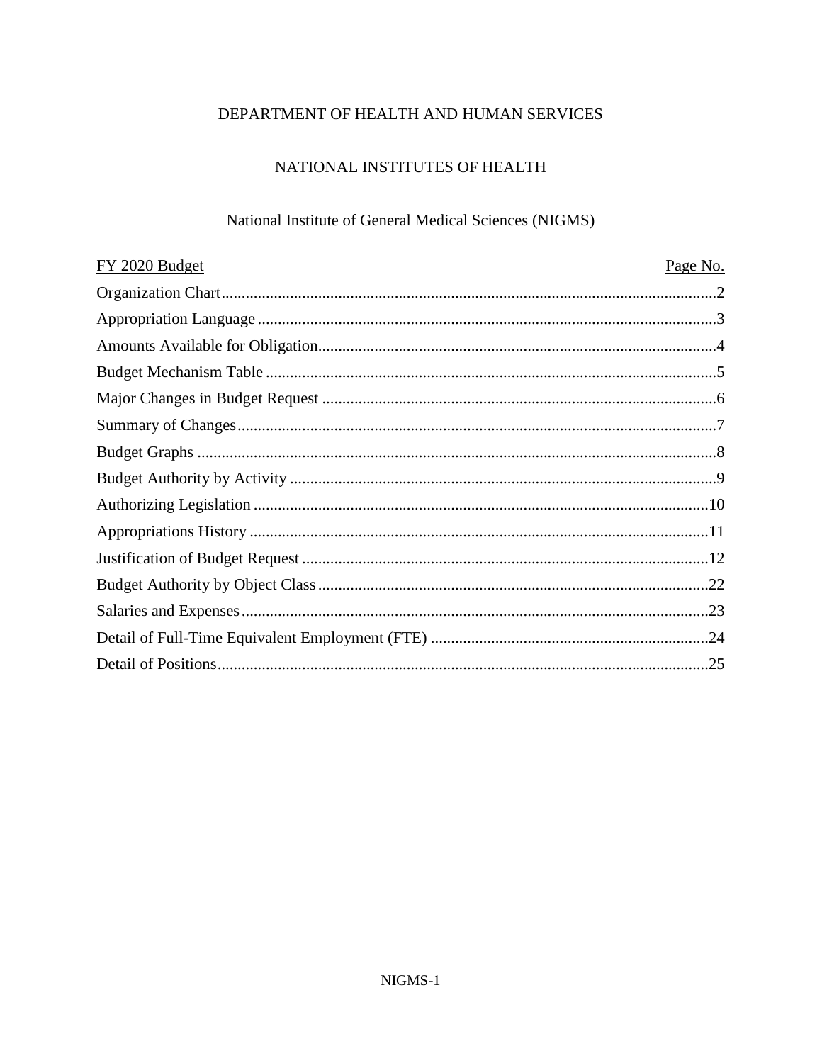# DEPARTMENT OF HEALTH AND HUMAN SERVICES

## NATIONAL INSTITUTES OF HEALTH

### National Institute of General Medical Sciences (NIGMS)

| FY 2020 Budget | Page No. |
|---|---|
| Organization Chart | 2 |
| Appropriation Language | 3 |
| Amounts Available for Obligation | 4 |
| Budget Mechanism Table | 5 |
| Major Changes in Budget Request | 6 |
| Summary of Changes | 7 |
| Budget Graphs | 8 |
| Budget Authority by Activity | 9 |
| Authorizing Legislation | 10 |
| Appropriations History | 11 |
| Justification of Budget Request | 12 |
| Budget Authority by Object Class | 22 |
| Salaries and Expenses | 23 |
| Detail of Full-Time Equivalent Employment (FTE) | 24 |
| Detail of Positions | 25 |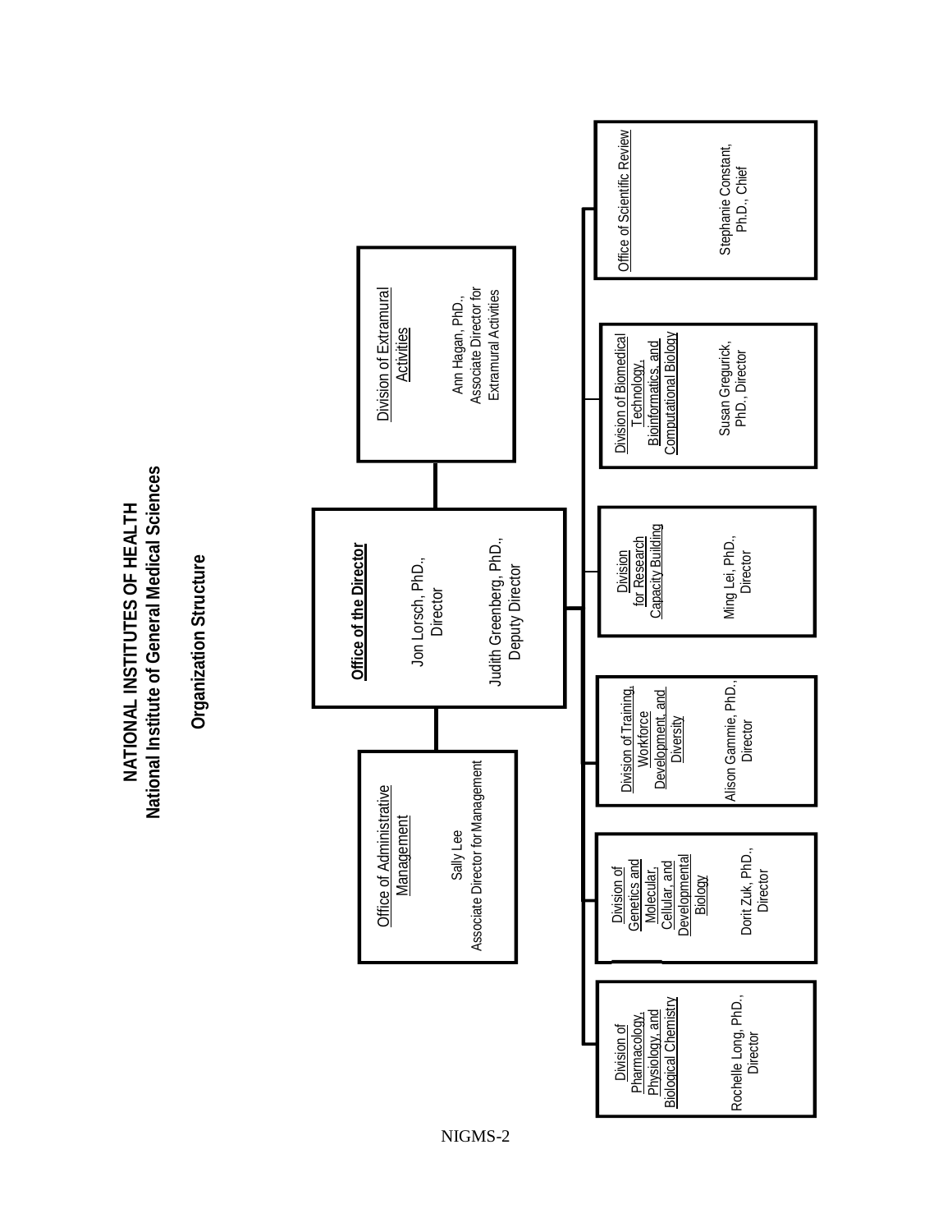# NATIONAL INSTITUTES OF HEALTH
## National Institute of General Medical Sciences

### Organization Structure

**Office of the Director**
Jon Lorsch, PhD., Director
Judith Greenberg, PhD., Deputy Director

**Office of Administrative Management**
Sally Lee
Associate Director for Management

**Division of Extramural Activities**
Ann Hagan, PhD., Associate Director for Extramural Activities

**Division of Pharmacology, Physiology, and Biological Chemistry**
Rochelle Long, PhD., Director

**Division of Genetics and Molecular, Cellular, and Developmental Biology**
Dorit Zuk, PhD., Director

**Division of Training, Workforce Development, and Diversity**
Alison Gammie, PhD., Director

**Division for Research Capacity Building**
Ming Lei, PhD., Director

**Division of Biomedical Technology, Bioinformatics, and Computational Biology**
Susan Gregurick, PhD., Director

**Office of Scientific Review**
Stephanie Constant, Ph.D., Chief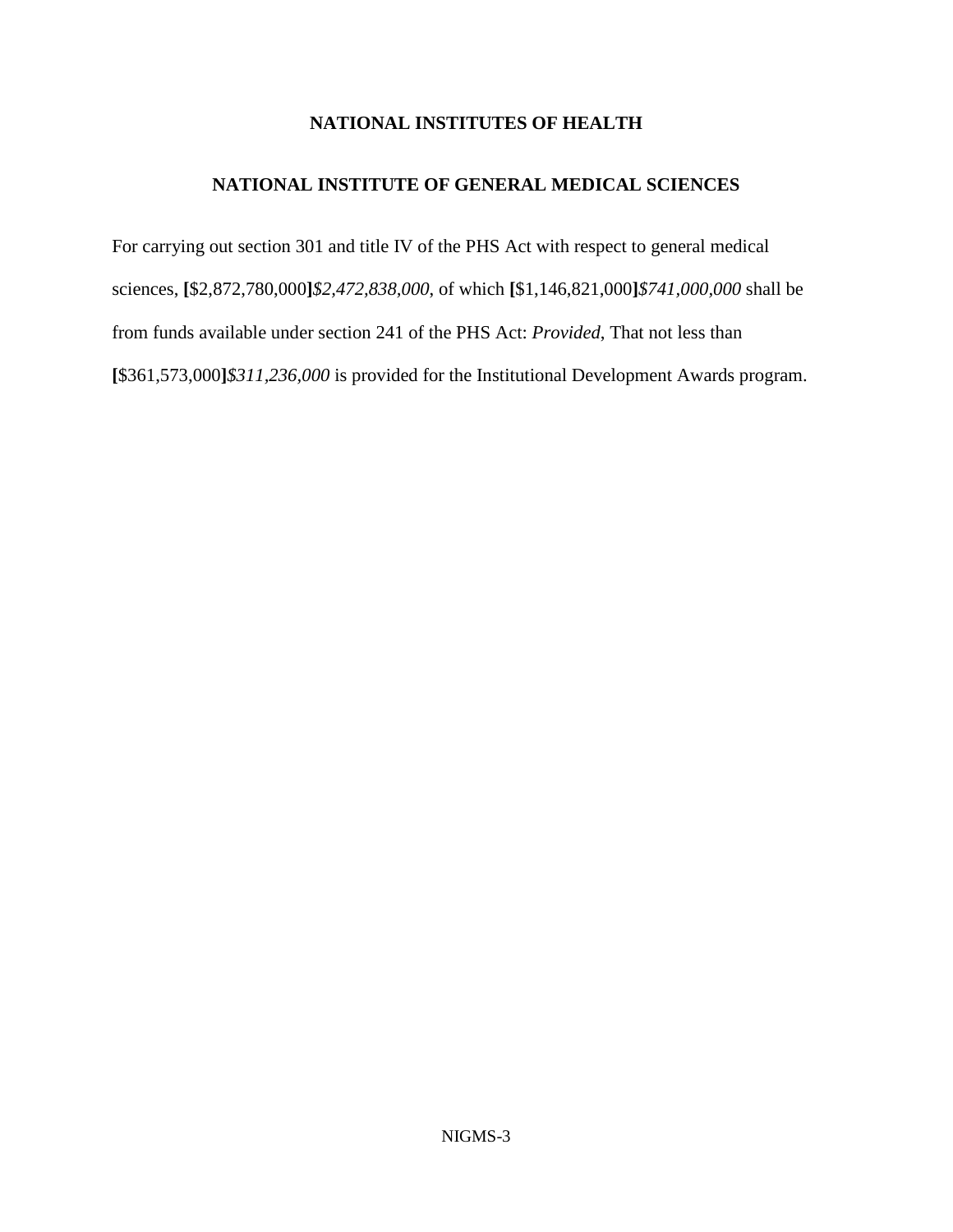# NATIONAL INSTITUTES OF HEALTH

## NATIONAL INSTITUTE OF GENERAL MEDICAL SCIENCES

For carrying out section 301 and title IV of the PHS Act with respect to general medical sciences, **[**$2,872,780,000**]***$2,472,838,000*, of which **[**$1,146,821,000**]***$741,000,000* shall be from funds available under section 241 of the PHS Act: *Provided*, That not less than **[**$361,573,000**]***$311,236,000* is provided for the Institutional Development Awards program.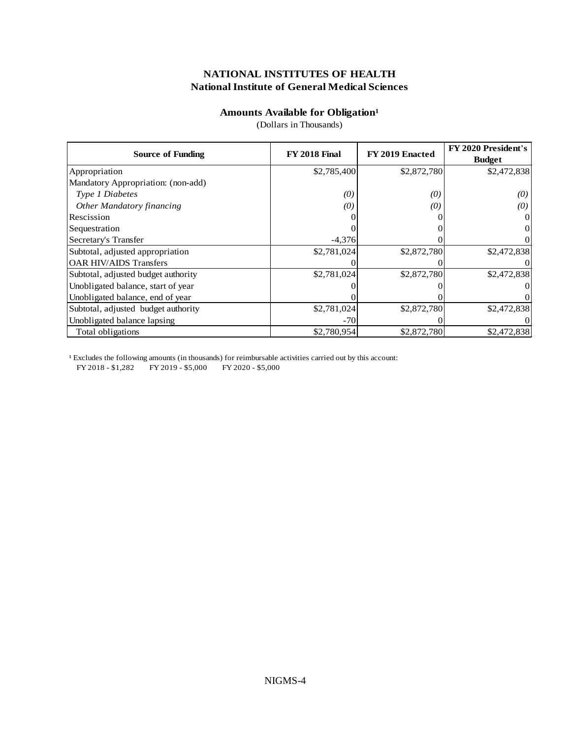# NATIONAL INSTITUTES OF HEALTH
## National Institute of General Medical Sciences

### Amounts Available for Obligation[1]

(Dollars in Thousands)

| Source of Funding | FY 2018 Final | FY 2019 Enacted | FY 2020 President's Budget |
|---|---|---|---|
| Appropriation | $2,785,400 | $2,872,780 | $2,472,838 |
| Mandatory Appropriation: (non-add) | | | |
| *Type 1 Diabetes* | *(0)* | *(0)* | *(0)* |
| *Other Mandatory financing* | *(0)* | *(0)* | *(0)* |
| Rescission | 0 | 0 | 0 |
| Sequestration | 0 | 0 | 0 |
| Secretary's Transfer | -4,376 | 0 | 0 |
| Subtotal, adjusted appropriation | $2,781,024 | $2,872,780 | $2,472,838 |
| OAR HIV/AIDS Transfers | 0 | 0 | 0 |
| Subtotal, adjusted budget authority | $2,781,024 | $2,872,780 | $2,472,838 |
| Unobligated balance, start of year | 0 | 0 | 0 |
| Unobligated balance, end of year | 0 | 0 | 0 |
| Subtotal, adjusted budget authority | $2,781,024 | $2,872,780 | $2,472,838 |
| Unobligated balance lapsing | -70 | 0 | 0 |
| Total obligations | $2,780,954 | $2,872,780 | $2,472,838 |

[1] Excludes the following amounts (in thousands) for reimbursable activities carried out by this account:
FY 2018 - $1,282 FY 2019 - $5,000 FY 2020 - $5,000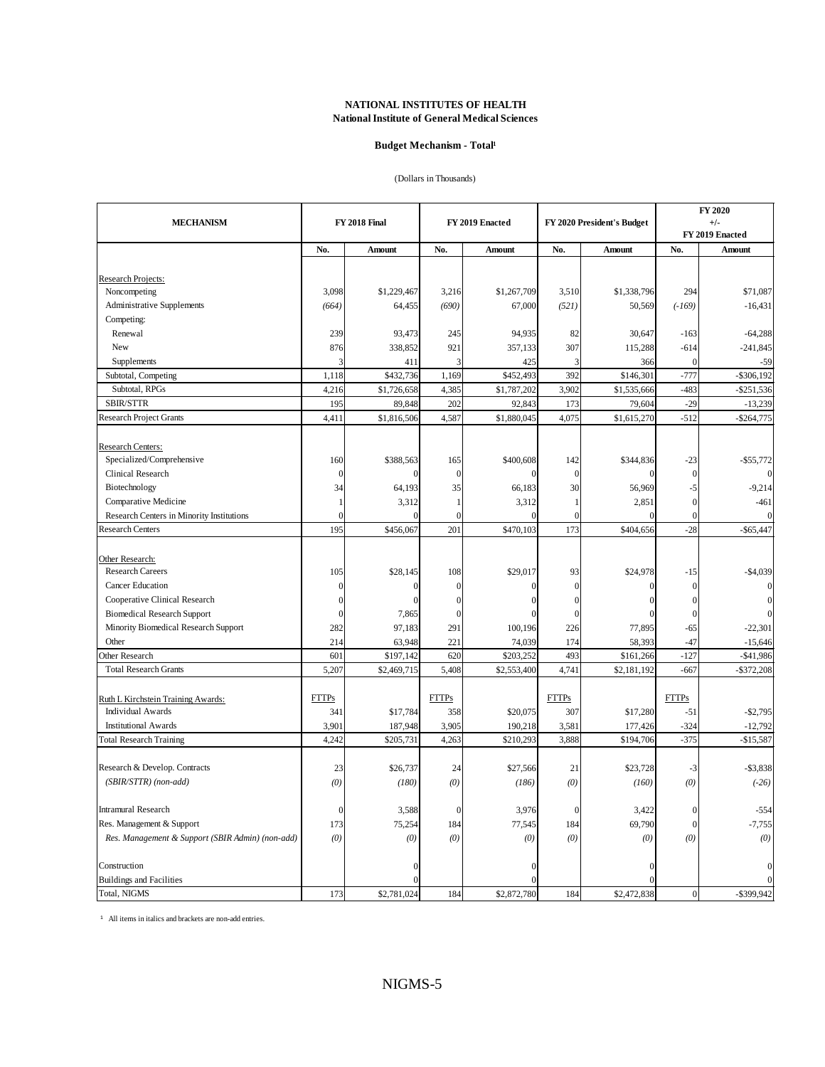# NATIONAL INSTITUTES OF HEALTH
## National Institute of General Medical Sciences

### Budget Mechanism - Total[1]

(Dollars in Thousands)

| MECHANISM | FY 2018 Final | | FY 2019 Enacted | | FY 2020 President's Budget | | FY 2020 +/- FY 2019 Enacted | |
|---|---|---|---|---|---|---|---|---|
| | No. | Amount | No. | Amount | No. | Amount | No. | Amount |
| Research Projects: | | | | | | | | |
| Noncompeting | 3,098 | $1,229,467 | 3,216 | $1,267,709 | 3,510 | $1,338,796 | 294 | $71,087 |
| Administrative Supplements | *(664)* | 64,455 | *(690)* | 67,000 | *(521)* | 50,569 | *(-169)* | -16,431 |
| Competing: | | | | | | | | |
| Renewal | 239 | 93,473 | 245 | 94,935 | 82 | 30,647 | -163 | -64,288 |
| New | 876 | 338,852 | 921 | 357,133 | 307 | 115,288 | -614 | -241,845 |
| Supplements | 3 | 411 | 3 | 425 | 3 | 366 | 0 | -59 |
| Subtotal, Competing | 1,118 | $432,736 | 1,169 | $452,493 | 392 | $146,301 | -777 | -$306,192 |
| Subtotal, RPGs | 4,216 | $1,726,658 | 4,385 | $1,787,202 | 3,902 | $1,535,666 | -483 | -$251,536 |
| SBIR/STTR | 195 | 89,848 | 202 | 92,843 | 173 | 79,604 | -29 | -13,239 |
| Research Project Grants | 4,411 | $1,816,506 | 4,587 | $1,880,045 | 4,075 | $1,615,270 | -512 | -$264,775 |
| Research Centers: | | | | | | | | |
| Specialized/Comprehensive | 160 | $388,563 | 165 | $400,608 | 142 | $344,836 | -23 | -$55,772 |
| Clinical Research | 0 | 0 | 0 | 0 | 0 | 0 | 0 | 0 |
| Biotechnology | 34 | 64,193 | 35 | 66,183 | 30 | 56,969 | -5 | -9,214 |
| Comparative Medicine | 1 | 3,312 | 1 | 3,312 | 1 | 2,851 | 0 | -461 |
| Research Centers in Minority Institutions | 0 | 0 | 0 | 0 | 0 | 0 | 0 | 0 |
| Research Centers | 195 | $456,067 | 201 | $470,103 | 173 | $404,656 | -28 | -$65,447 |
| Other Research: | | | | | | | | |
| Research Careers | 105 | $28,145 | 108 | $29,017 | 93 | $24,978 | -15 | -$4,039 |
| Cancer Education | 0 | 0 | 0 | 0 | 0 | 0 | 0 | 0 |
| Cooperative Clinical Research | 0 | 0 | 0 | 0 | 0 | 0 | 0 | 0 |
| Biomedical Research Support | 0 | 7,865 | 0 | 0 | 0 | 0 | 0 | 0 |
| Minority Biomedical Research Support | 282 | 97,183 | 291 | 100,196 | 226 | 77,895 | -65 | -22,301 |
| Other | 214 | 63,948 | 221 | 74,039 | 174 | 58,393 | -47 | -15,646 |
| Other Research | 601 | $197,142 | 620 | $203,252 | 493 | $161,266 | -127 | -$41,986 |
| Total Research Grants | 5,207 | $2,469,715 | 5,408 | $2,553,400 | 4,741 | $2,181,192 | -667 | -$372,208 |
| Ruth L Kirchstein Training Awards: | FTTPs | | FTTPs | | FTTPs | | FTTPs | |
| Individual Awards | 341 | $17,784 | 358 | $20,075 | 307 | $17,280 | -51 | -$2,795 |
| Institutional Awards | 3,901 | 187,948 | 3,905 | 190,218 | 3,581 | 177,426 | -324 | -12,792 |
| Total Research Training | 4,242 | $205,731 | 4,263 | $210,293 | 3,888 | $194,706 | -375 | -$15,587 |
| Research & Develop. Contracts | 23 | $26,737 | 24 | $27,566 | 21 | $23,728 | -3 | -$3,838 |
| *(SBIR/STTR) (non-add)* | *(0)* | *(180)* | *(0)* | *(186)* | *(0)* | *(160)* | *(0)* | *(-26)* |
| Intramural Research | 0 | 3,588 | 0 | 3,976 | 0 | 3,422 | 0 | -554 |
| Res. Management & Support | 173 | 75,254 | 184 | 77,545 | 184 | 69,790 | 0 | -7,755 |
| *Res. Management & Support (SBIR Admin) (non-add)* | *(0)* | *(0)* | *(0)* | *(0)* | *(0)* | *(0)* | *(0)* | *(0)* |
| Construction | | 0 | | 0 | | 0 | | 0 |
| Buildings and Facilities | | 0 | | 0 | | 0 | | 0 |
| Total, NIGMS | 173 | $2,781,024 | 184 | $2,872,780 | 184 | $2,472,838 | 0 | -$399,942 |

[1] All items in italics and brackets are non-add entries.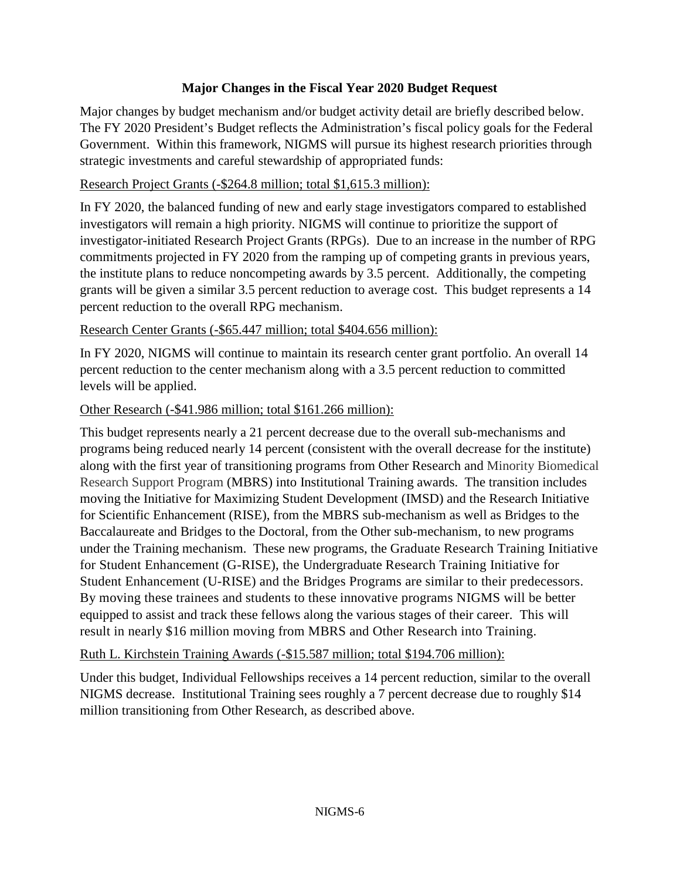## Major Changes in the Fiscal Year 2020 Budget Request

Major changes by budget mechanism and/or budget activity detail are briefly described below. The FY 2020 President's Budget reflects the Administration's fiscal policy goals for the Federal Government. Within this framework, NIGMS will pursue its highest research priorities through strategic investments and careful stewardship of appropriated funds:

Research Project Grants (-$264.8 million; total $1,615.3 million):

In FY 2020, the balanced funding of new and early stage investigators compared to established investigators will remain a high priority. NIGMS will continue to prioritize the support of investigator-initiated Research Project Grants (RPGs). Due to an increase in the number of RPG commitments projected in FY 2020 from the ramping up of competing grants in previous years, the institute plans to reduce noncompeting awards by 3.5 percent. Additionally, the competing grants will be given a similar 3.5 percent reduction to average cost. This budget represents a 14 percent reduction to the overall RPG mechanism.

Research Center Grants (-$65.447 million; total $404.656 million):

In FY 2020, NIGMS will continue to maintain its research center grant portfolio. An overall 14 percent reduction to the center mechanism along with a 3.5 percent reduction to committed levels will be applied.

Other Research (-$41.986 million; total $161.266 million):

This budget represents nearly a 21 percent decrease due to the overall sub-mechanisms and programs being reduced nearly 14 percent (consistent with the overall decrease for the institute) along with the first year of transitioning programs from Other Research and Minority Biomedical Research Support Program (MBRS) into Institutional Training awards. The transition includes moving the Initiative for Maximizing Student Development (IMSD) and the Research Initiative for Scientific Enhancement (RISE), from the MBRS sub-mechanism as well as Bridges to the Baccalaureate and Bridges to the Doctoral, from the Other sub-mechanism, to new programs under the Training mechanism. These new programs, the Graduate Research Training Initiative for Student Enhancement (G-RISE), the Undergraduate Research Training Initiative for Student Enhancement (U-RISE) and the Bridges Programs are similar to their predecessors. By moving these trainees and students to these innovative programs NIGMS will be better equipped to assist and track these fellows along the various stages of their career. This will result in nearly $16 million moving from MBRS and Other Research into Training.

Ruth L. Kirchstein Training Awards (-$15.587 million; total $194.706 million):

Under this budget, Individual Fellowships receives a 14 percent reduction, similar to the overall NIGMS decrease. Institutional Training sees roughly a 7 percent decrease due to roughly $14 million transitioning from Other Research, as described above.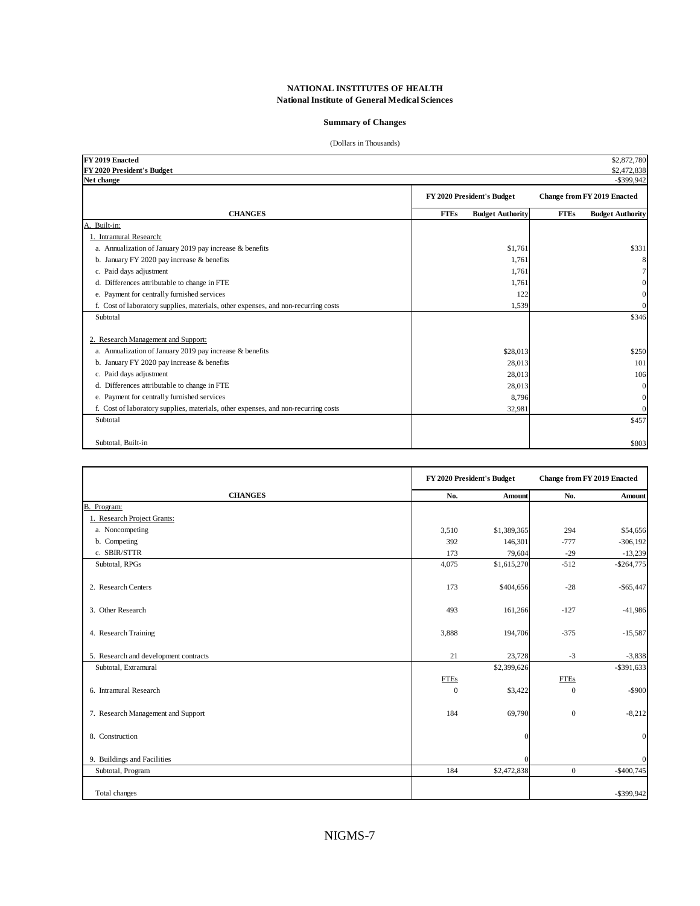**NATIONAL INSTITUTES OF HEALTH**
**National Institute of General Medical Sciences**

**Summary of Changes**

(Dollars in Thousands)

| | | | | |
|---|---|---|---|---|
| **FY 2019 Enacted** | | | | $2,872,780 |
| **FY 2020 President's Budget** | | | | $2,472,838 |
| **Net change** | | | | -$399,942 |

| | **FY 2020 President's Budget** | | **Change from FY 2019 Enacted** | |
|---|---|---|---|---|
| **CHANGES** | **FTEs** | **Budget Authority** | **FTEs** | **Budget Authority** |
| A. Built-in: | | | | |
| 1. Intramural Research: | | | | |
| a. Annualization of January 2019 pay increase & benefits | | $1,761 | | $331 |
| b. January FY 2020 pay increase & benefits | | 1,761 | | 8 |
| c. Paid days adjustment | | 1,761 | | 7 |
| d. Differences attributable to change in FTE | | 1,761 | | 0 |
| e. Payment for centrally furnished services | | 122 | | 0 |
| f. Cost of laboratory supplies, materials, other expenses, and non-recurring costs | | 1,539 | | 0 |
| Subtotal | | | | $346 |
| 2. Research Management and Support: | | | | |
| a. Annualization of January 2019 pay increase & benefits | | $28,013 | | $250 |
| b. January FY 2020 pay increase & benefits | | 28,013 | | 101 |
| c. Paid days adjustment | | 28,013 | | 106 |
| d. Differences attributable to change in FTE | | 28,013 | | 0 |
| e. Payment for centrally furnished services | | 8,796 | | 0 |
| f. Cost of laboratory supplies, materials, other expenses, and non-recurring costs | | 32,981 | | 0 |
| Subtotal | | | | $457 |
| Subtotal, Built-in | | | | $803 |

| | **FY 2020 President's Budget** | | **Change from FY 2019 Enacted** | |
|---|---|---|---|---|
| **CHANGES** | **No.** | **Amount** | **No.** | **Amount** |
| B. Program: | | | | |
| 1. Research Project Grants: | | | | |
| a. Noncompeting | 3,510 | $1,389,365 | 294 | $54,656 |
| b. Competing | 392 | 146,301 | -777 | -306,192 |
| c. SBIR/STTR | 173 | 79,604 | -29 | -13,239 |
| Subtotal, RPGs | 4,075 | $1,615,270 | -512 | -$264,775 |
| 2. Research Centers | 173 | $404,656 | -28 | -$65,447 |
| 3. Other Research | 493 | 161,266 | -127 | -41,986 |
| 4. Research Training | 3,888 | 194,706 | -375 | -15,587 |
| 5. Research and development contracts | 21 | 23,728 | -3 | -3,838 |
| Subtotal, Extramural | | $2,399,626 | | -$391,633 |
| | FTEs | | FTEs | |
| 6. Intramural Research | 0 | $3,422 | 0 | -$900 |
| 7. Research Management and Support | 184 | 69,790 | 0 | -8,212 |
| 8. Construction | | 0 | | 0 |
| 9. Buildings and Facilities | | 0 | | 0 |
| Subtotal, Program | 184 | $2,472,838 | 0 | -$400,745 |
| Total changes | | | | -$399,942 |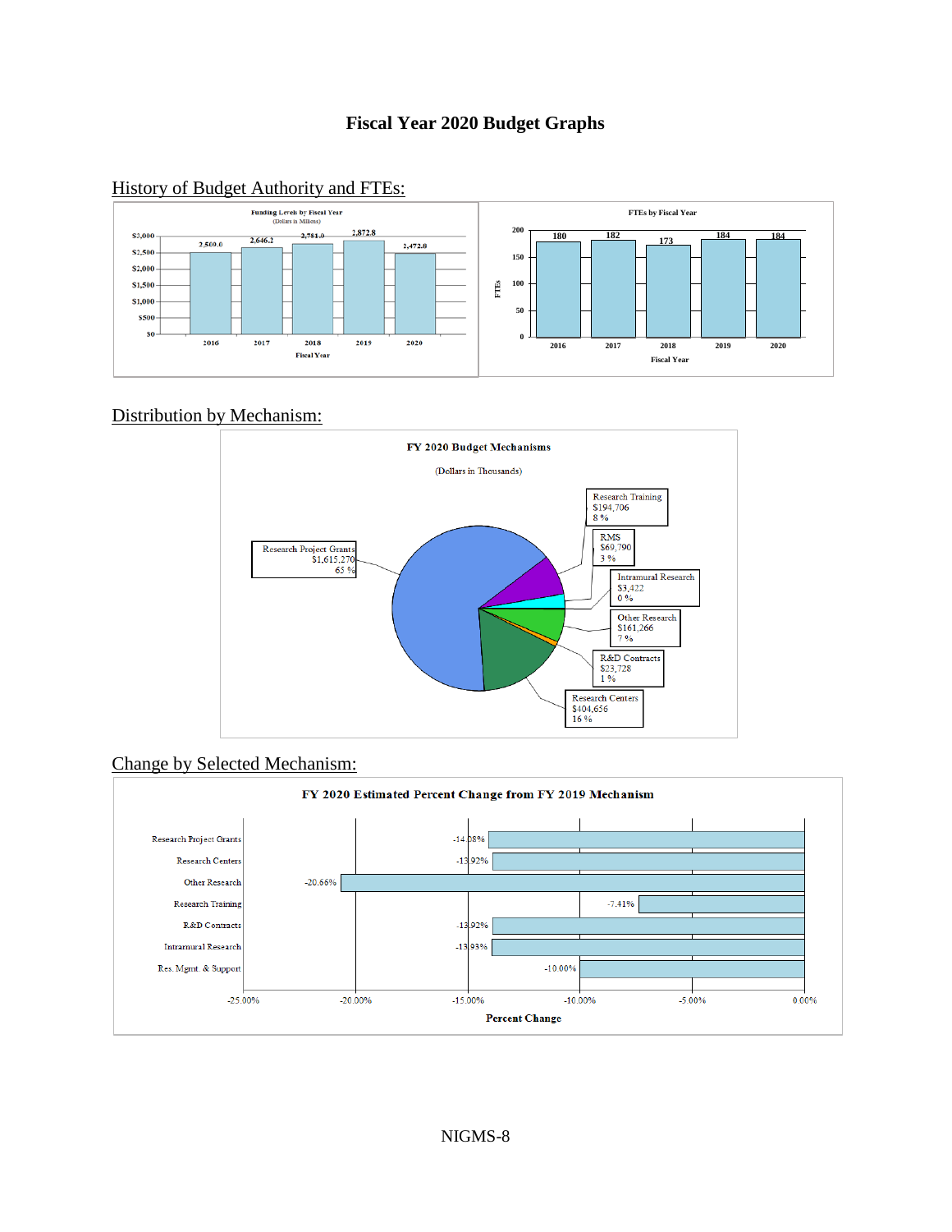# Fiscal Year 2020 Budget Graphs

## History of Budget Authority and FTEs:

**Funding Levels by Fiscal Year**
(Dollars in Millions)

| Fiscal Year | 2016 | 2017 | 2018 | 2019 | 2020 |
|---|---|---|---|---|---|
| Funding | 2,509.0 | 2,646.2 | 2,781.0 | 2,872.8 | 2,472.8 |

**FTEs by Fiscal Year**

| Fiscal Year | 2016 | 2017 | 2018 | 2019 | 2020 |
|---|---|---|---|---|---|
| FTEs | 180 | 182 | 173 | 184 | 184 |

## Distribution by Mechanism:

**FY 2020 Budget Mechanisms**
(Dollars in Thousands)

| Mechanism | Amount | Percent |
|---|---|---|
| Research Project Grants | $1,615,270 | 65 % |
| Research Training | $194,706 | 8 % |
| RMS | $69,790 | 3 % |
| Intramural Research | $3,422 | 0 % |
| Other Research | $161,266 | 7 % |
| R&D Contracts | $23,728 | 1 % |
| Research Centers | $404,656 | 16 % |

## Change by Selected Mechanism:

**FY 2020 Estimated Percent Change from FY 2019 Mechanism**

| Mechanism | Percent Change |
|---|---|
| Research Project Grants | -14.08% |
| Research Centers | -13.92% |
| Other Research | -20.66% |
| Research Training | -7.41% |
| R&D Contracts | -13.92% |
| Intramural Research | -13.93% |
| Res. Mgmt. & Support | -10.00% |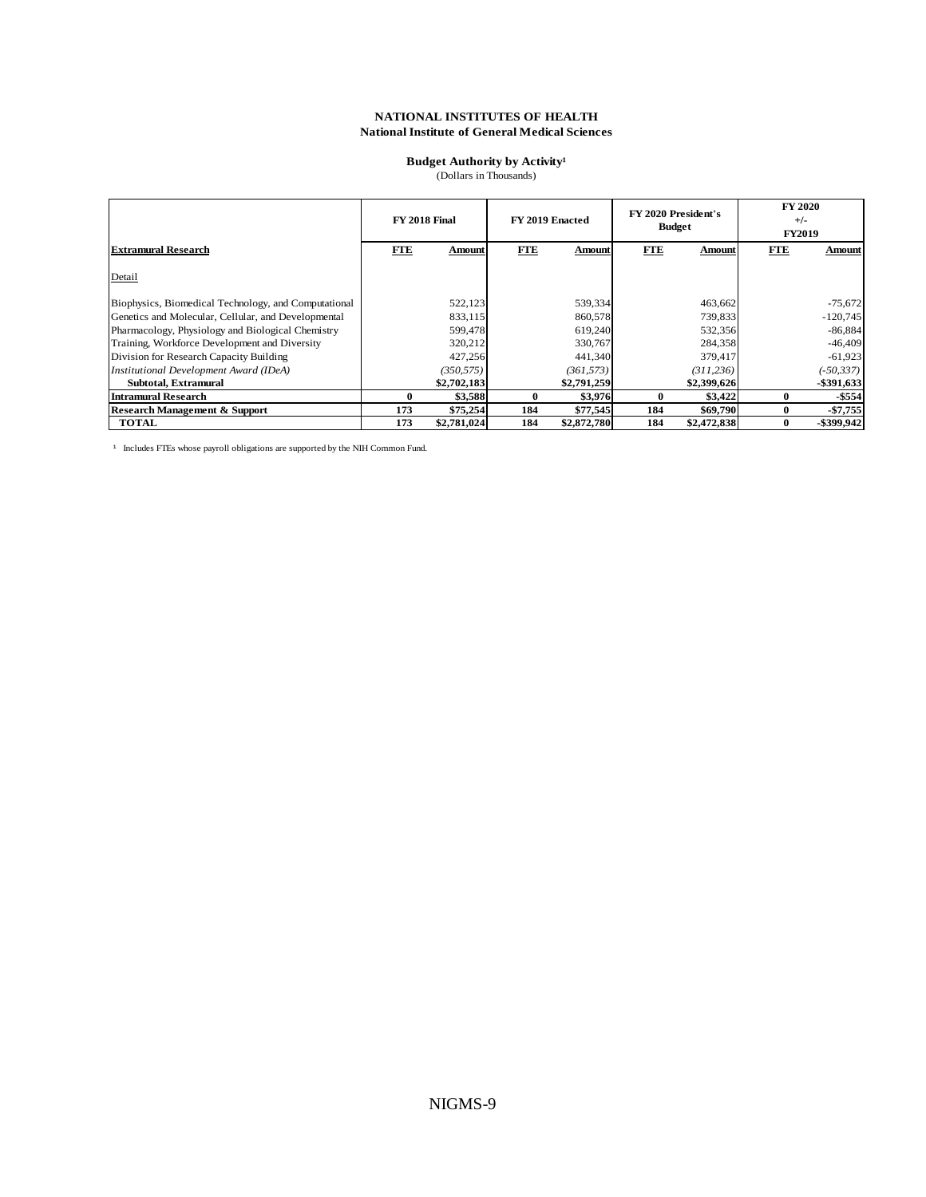**NATIONAL INSTITUTES OF HEALTH**
**National Institute of General Medical Sciences**

**Budget Authority by Activity**[1]
(Dollars in Thousands)

| | FY 2018 Final | | FY 2019 Enacted | | FY 2020 President's Budget | | FY 2020 +/- FY2019 | |
|---|---|---|---|---|---|---|---|---|
| **Extramural Research** | **FTE** | **Amount** | **FTE** | **Amount** | **FTE** | **Amount** | **FTE** | **Amount** |
| Detail | | | | | | | | |
| Biophysics, Biomedical Technology, and Computational | | 522,123 | | 539,334 | | 463,662 | | -75,672 |
| Genetics and Molecular, Cellular, and Developmental | | 833,115 | | 860,578 | | 739,833 | | -120,745 |
| Pharmacology, Physiology and Biological Chemistry | | 599,478 | | 619,240 | | 532,356 | | -86,884 |
| Training, Workforce Development and Diversity | | 320,212 | | 330,767 | | 284,358 | | -46,409 |
| Division for Research Capacity Building | | 427,256 | | 441,340 | | 379,417 | | -61,923 |
| *Institutional Development Award (IDeA)* | | *(350,575)* | | *(361,573)* | | *(311,236)* | | *(-50,337)* |
| **Subtotal, Extramural** | | **$2,702,183** | | **$2,791,259** | | **$2,399,626** | | **-$391,633** |
| **Intramural Research** | **0** | **$3,588** | **0** | **$3,976** | **0** | **$3,422** | **0** | **-$554** |
| **Research Management & Support** | **173** | **$75,254** | **184** | **$77,545** | **184** | **$69,790** | **0** | **-$7,755** |
| **TOTAL** | **173** | **$2,781,024** | **184** | **$2,872,780** | **184** | **$2,472,838** | **0** | **-$399,942** |

[1] Includes FTEs whose payroll obligations are supported by the NIH Common Fund.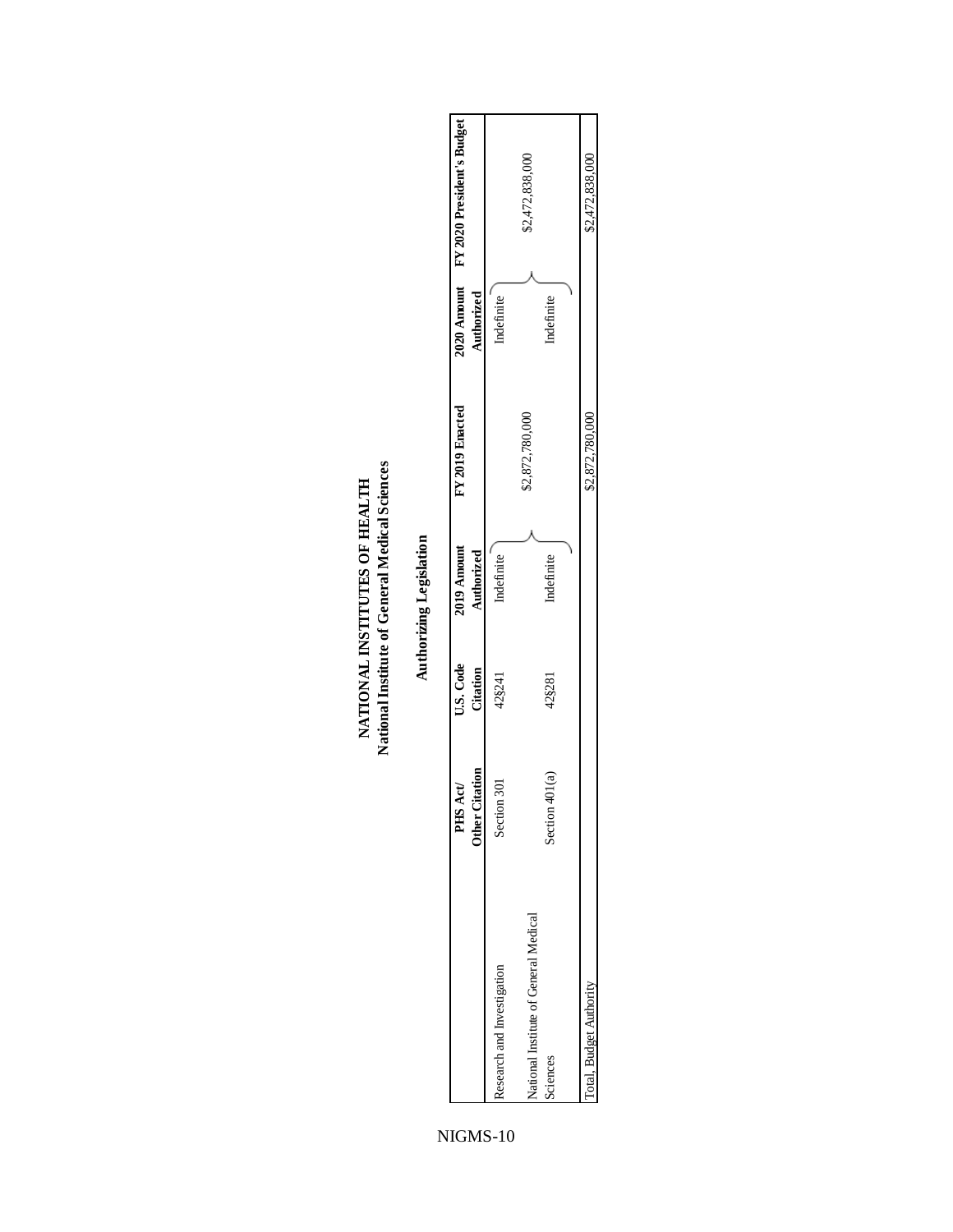# NATIONAL INSTITUTES OF HEALTH
## National Institute of General Medical Sciences

### Authorizing Legislation

| | PHS Act/ Other Citation | U.S. Code Citation | 2019 Amount Authorized | FY 2019 Enacted | 2020 Amount Authorized | FY 2020 President's Budget |
|---|---|---|---|---|---|---|
| Research and Investigation | Section 301 | 42§241 | Indefinite | | Indefinite | |
| | | | | $2,872,780,000 | | $2,472,838,000 |
| National Institute of General Medical Sciences | Section 401(a) | 42§281 | Indefinite | | Indefinite | |
| Total, Budget Authority | | | | $2,872,780,000 | | $2,472,838,000 |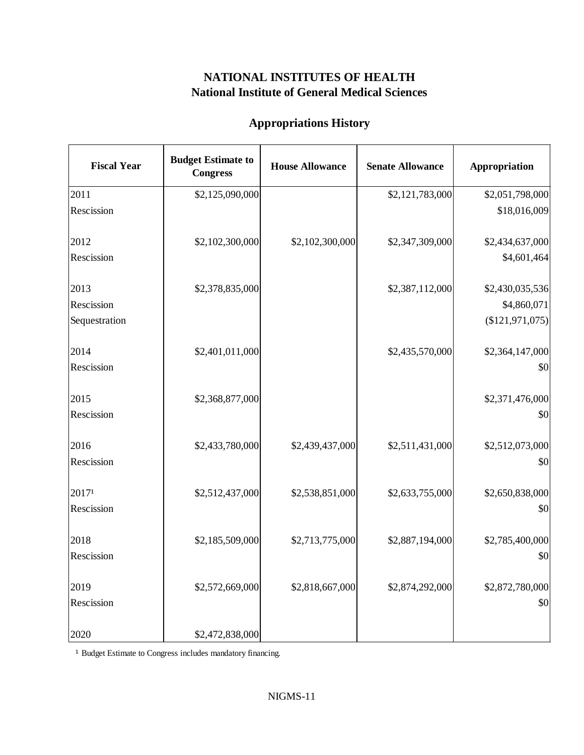# NATIONAL INSTITUTES OF HEALTH
## National Institute of General Medical Sciences

### Appropriations History

| Fiscal Year | Budget Estimate to Congress | House Allowance | Senate Allowance | Appropriation |
|---|---|---|---|---|
| 2011 | $2,125,090,000 | | $2,121,783,000 | $2,051,798,000 |
| Rescission | | | | $18,016,009 |
| 2012 | $2,102,300,000 | $2,102,300,000 | $2,347,309,000 | $2,434,637,000 |
| Rescission | | | | $4,601,464 |
| 2013 | $2,378,835,000 | | $2,387,112,000 | $2,430,035,536 |
| Rescission | | | | $4,860,071 |
| Sequestration | | | | ($121,971,075) |
| 2014 | $2,401,011,000 | | $2,435,570,000 | $2,364,147,000 |
| Rescission | | | | $0 |
| 2015 | $2,368,877,000 | | | $2,371,476,000 |
| Rescission | | | | $0 |
| 2016 | $2,433,780,000 | $2,439,437,000 | $2,511,431,000 | $2,512,073,000 |
| Rescission | | | | $0 |
| 2017[1] | $2,512,437,000 | $2,538,851,000 | $2,633,755,000 | $2,650,838,000 |
| Rescission | | | | $0 |
| 2018 | $2,185,509,000 | $2,713,775,000 | $2,887,194,000 | $2,785,400,000 |
| Rescission | | | | $0 |
| 2019 | $2,572,669,000 | $2,818,667,000 | $2,874,292,000 | $2,872,780,000 |
| Rescission | | | | $0 |
| 2020 | $2,472,838,000 | | | |

[1] Budget Estimate to Congress includes mandatory financing.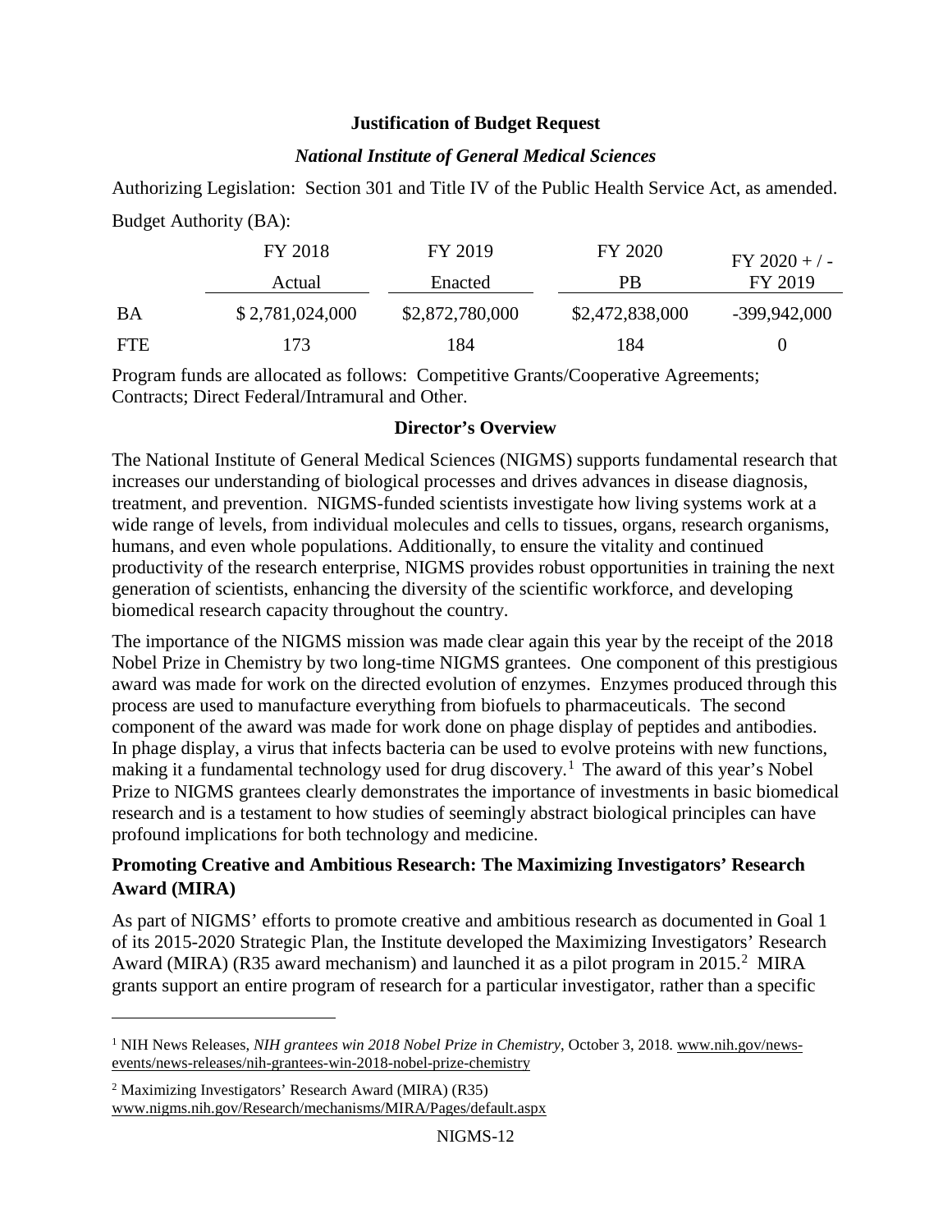## Justification of Budget Request

### *National Institute of General Medical Sciences*

Authorizing Legislation: Section 301 and Title IV of the Public Health Service Act, as amended.

Budget Authority (BA):

| | FY 2018 Actual | FY 2019 Enacted | FY 2020 PB | FY 2020 + / - FY 2019 |
|---|---|---|---|---|
| BA | $ 2,781,024,000 | $2,872,780,000 | $2,472,838,000 | -399,942,000 |
| FTE | 173 | 184 | 184 | 0 |

Program funds are allocated as follows: Competitive Grants/Cooperative Agreements; Contracts; Direct Federal/Intramural and Other.

### Director's Overview

The National Institute of General Medical Sciences (NIGMS) supports fundamental research that increases our understanding of biological processes and drives advances in disease diagnosis, treatment, and prevention. NIGMS-funded scientists investigate how living systems work at a wide range of levels, from individual molecules and cells to tissues, organs, research organisms, humans, and even whole populations. Additionally, to ensure the vitality and continued productivity of the research enterprise, NIGMS provides robust opportunities in training the next generation of scientists, enhancing the diversity of the scientific workforce, and developing biomedical research capacity throughout the country.

The importance of the NIGMS mission was made clear again this year by the receipt of the 2018 Nobel Prize in Chemistry by two long-time NIGMS grantees. One component of this prestigious award was made for work on the directed evolution of enzymes. Enzymes produced through this process are used to manufacture everything from biofuels to pharmaceuticals. The second component of the award was made for work done on phage display of peptides and antibodies. In phage display, a virus that infects bacteria can be used to evolve proteins with new functions, making it a fundamental technology used for drug discovery.[1] The award of this year's Nobel Prize to NIGMS grantees clearly demonstrates the importance of investments in basic biomedical research and is a testament to how studies of seemingly abstract biological principles can have profound implications for both technology and medicine.

### Promoting Creative and Ambitious Research: The Maximizing Investigators' Research Award (MIRA)

As part of NIGMS' efforts to promote creative and ambitious research as documented in Goal 1 of its 2015-2020 Strategic Plan, the Institute developed the Maximizing Investigators' Research Award (MIRA) (R35 award mechanism) and launched it as a pilot program in 2015.[2] MIRA grants support an entire program of research for a particular investigator, rather than a specific

---

[1] NIH News Releases, *NIH grantees win 2018 Nobel Prize in Chemistry*, October 3, 2018. www.nih.gov/news-events/news-releases/nih-grantees-win-2018-nobel-prize-chemistry

[2] Maximizing Investigators' Research Award (MIRA) (R35) www.nigms.nih.gov/Research/mechanisms/MIRA/Pages/default.aspx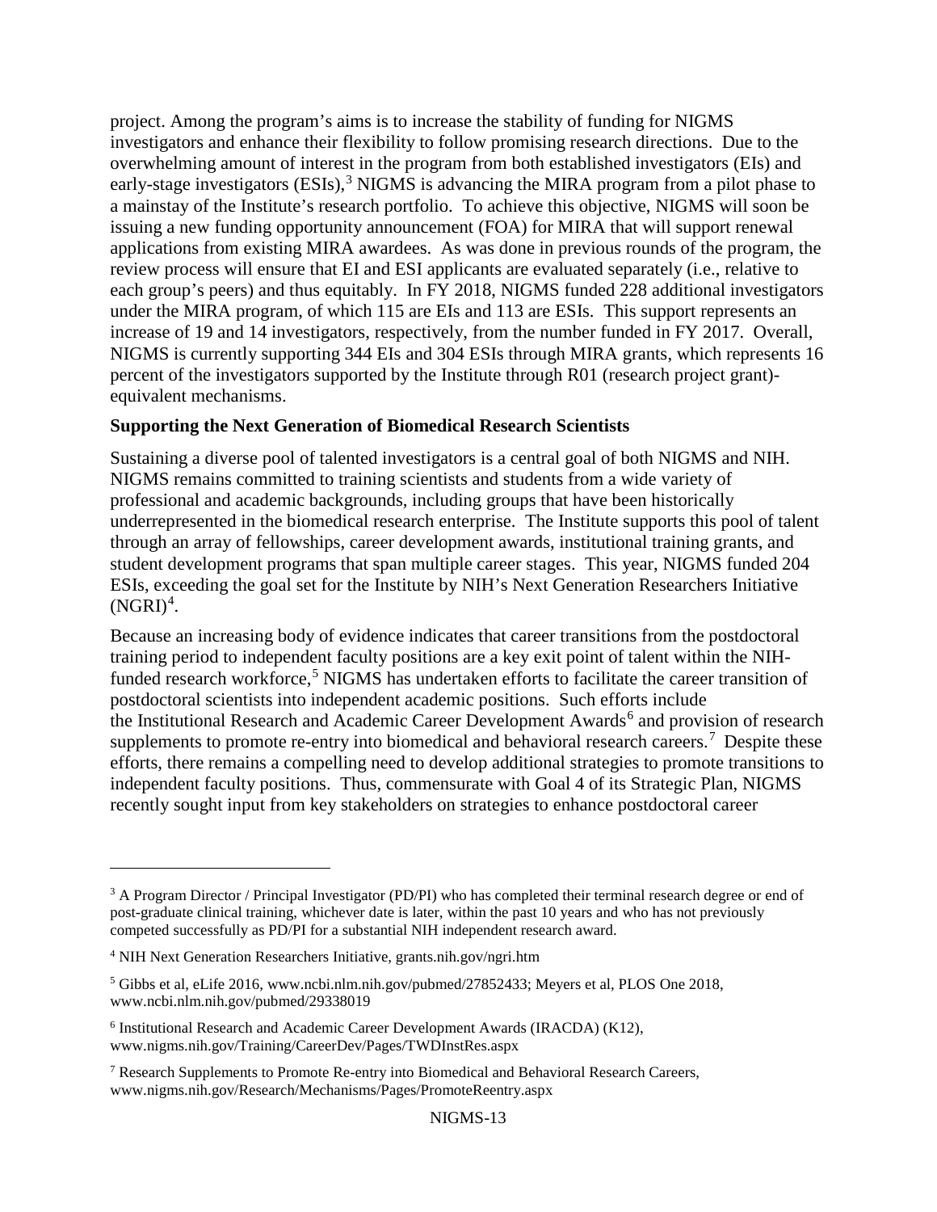project. Among the program's aims is to increase the stability of funding for NIGMS investigators and enhance their flexibility to follow promising research directions. Due to the overwhelming amount of interest in the program from both established investigators (EIs) and early-stage investigators (ESIs),[3] NIGMS is advancing the MIRA program from a pilot phase to a mainstay of the Institute's research portfolio. To achieve this objective, NIGMS will soon be issuing a new funding opportunity announcement (FOA) for MIRA that will support renewal applications from existing MIRA awardees. As was done in previous rounds of the program, the review process will ensure that EI and ESI applicants are evaluated separately (i.e., relative to each group's peers) and thus equitably. In FY 2018, NIGMS funded 228 additional investigators under the MIRA program, of which 115 are EIs and 113 are ESIs. This support represents an increase of 19 and 14 investigators, respectively, from the number funded in FY 2017. Overall, NIGMS is currently supporting 344 EIs and 304 ESIs through MIRA grants, which represents 16 percent of the investigators supported by the Institute through R01 (research project grant)-equivalent mechanisms.

**Supporting the Next Generation of Biomedical Research Scientists**

Sustaining a diverse pool of talented investigators is a central goal of both NIGMS and NIH. NIGMS remains committed to training scientists and students from a wide variety of professional and academic backgrounds, including groups that have been historically underrepresented in the biomedical research enterprise. The Institute supports this pool of talent through an array of fellowships, career development awards, institutional training grants, and student development programs that span multiple career stages. This year, NIGMS funded 204 ESIs, exceeding the goal set for the Institute by NIH's Next Generation Researchers Initiative (NGRI)[4].

Because an increasing body of evidence indicates that career transitions from the postdoctoral training period to independent faculty positions are a key exit point of talent within the NIH-funded research workforce,[5] NIGMS has undertaken efforts to facilitate the career transition of postdoctoral scientists into independent academic positions. Such efforts include the Institutional Research and Academic Career Development Awards[6] and provision of research supplements to promote re-entry into biomedical and behavioral research careers.[7] Despite these efforts, there remains a compelling need to develop additional strategies to promote transitions to independent faculty positions. Thus, commensurate with Goal 4 of its Strategic Plan, NIGMS recently sought input from key stakeholders on strategies to enhance postdoctoral career

---

[3] A Program Director / Principal Investigator (PD/PI) who has completed their terminal research degree or end of post-graduate clinical training, whichever date is later, within the past 10 years and who has not previously competed successfully as PD/PI for a substantial NIH independent research award.

[4] NIH Next Generation Researchers Initiative, grants.nih.gov/ngri.htm

[5] Gibbs et al, eLife 2016, www.ncbi.nlm.nih.gov/pubmed/27852433; Meyers et al, PLOS One 2018, www.ncbi.nlm.nih.gov/pubmed/29338019

[6] Institutional Research and Academic Career Development Awards (IRACDA) (K12), www.nigms.nih.gov/Training/CareerDev/Pages/TWDInstRes.aspx

[7] Research Supplements to Promote Re-entry into Biomedical and Behavioral Research Careers, www.nigms.nih.gov/Research/Mechanisms/Pages/PromoteReentry.aspx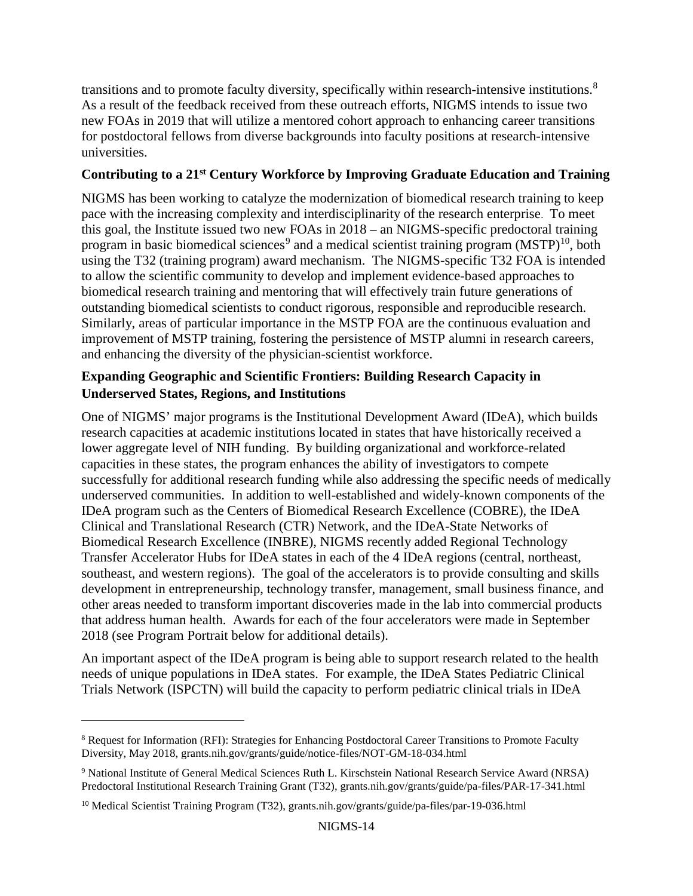transitions and to promote faculty diversity, specifically within research-intensive institutions.[8] As a result of the feedback received from these outreach efforts, NIGMS intends to issue two new FOAs in 2019 that will utilize a mentored cohort approach to enhancing career transitions for postdoctoral fellows from diverse backgrounds into faculty positions at research-intensive universities.

**Contributing to a 21st Century Workforce by Improving Graduate Education and Training**

NIGMS has been working to catalyze the modernization of biomedical research training to keep pace with the increasing complexity and interdisciplinarity of the research enterprise. To meet this goal, the Institute issued two new FOAs in 2018 – an NIGMS-specific predoctoral training program in basic biomedical sciences[9] and a medical scientist training program (MSTP)[10], both using the T32 (training program) award mechanism. The NIGMS-specific T32 FOA is intended to allow the scientific community to develop and implement evidence-based approaches to biomedical research training and mentoring that will effectively train future generations of outstanding biomedical scientists to conduct rigorous, responsible and reproducible research. Similarly, areas of particular importance in the MSTP FOA are the continuous evaluation and improvement of MSTP training, fostering the persistence of MSTP alumni in research careers, and enhancing the diversity of the physician-scientist workforce.

**Expanding Geographic and Scientific Frontiers: Building Research Capacity in Underserved States, Regions, and Institutions**

One of NIGMS' major programs is the Institutional Development Award (IDeA), which builds research capacities at academic institutions located in states that have historically received a lower aggregate level of NIH funding. By building organizational and workforce-related capacities in these states, the program enhances the ability of investigators to compete successfully for additional research funding while also addressing the specific needs of medically underserved communities. In addition to well-established and widely-known components of the IDeA program such as the Centers of Biomedical Research Excellence (COBRE), the IDeA Clinical and Translational Research (CTR) Network, and the IDeA-State Networks of Biomedical Research Excellence (INBRE), NIGMS recently added Regional Technology Transfer Accelerator Hubs for IDeA states in each of the 4 IDeA regions (central, northeast, southeast, and western regions). The goal of the accelerators is to provide consulting and skills development in entrepreneurship, technology transfer, management, small business finance, and other areas needed to transform important discoveries made in the lab into commercial products that address human health. Awards for each of the four accelerators were made in September 2018 (see Program Portrait below for additional details).

An important aspect of the IDeA program is being able to support research related to the health needs of unique populations in IDeA states. For example, the IDeA States Pediatric Clinical Trials Network (ISPCTN) will build the capacity to perform pediatric clinical trials in IDeA

---

[8] Request for Information (RFI): Strategies for Enhancing Postdoctoral Career Transitions to Promote Faculty Diversity, May 2018, grants.nih.gov/grants/guide/notice-files/NOT-GM-18-034.html

[9] National Institute of General Medical Sciences Ruth L. Kirschstein National Research Service Award (NRSA) Predoctoral Institutional Research Training Grant (T32), grants.nih.gov/grants/guide/pa-files/PAR-17-341.html

[10] Medical Scientist Training Program (T32), grants.nih.gov/grants/guide/pa-files/par-19-036.html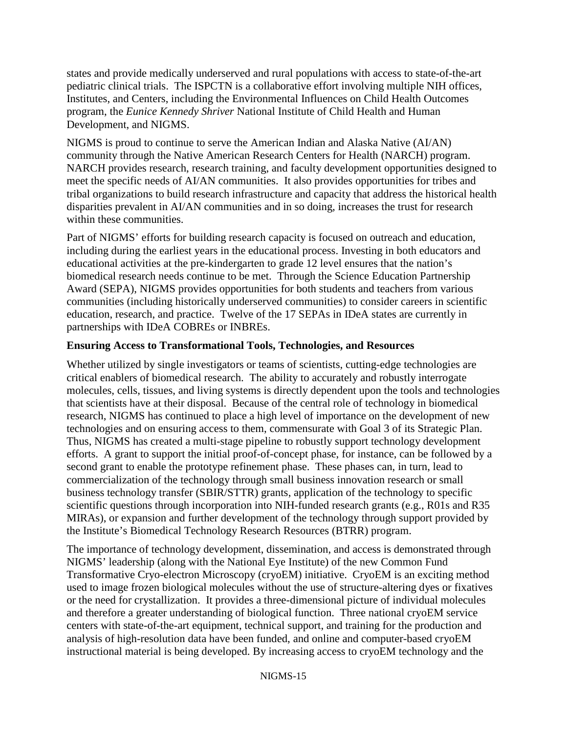states and provide medically underserved and rural populations with access to state-of-the-art pediatric clinical trials. The ISPCTN is a collaborative effort involving multiple NIH offices, Institutes, and Centers, including the Environmental Influences on Child Health Outcomes program, the *Eunice Kennedy Shriver* National Institute of Child Health and Human Development, and NIGMS.

NIGMS is proud to continue to serve the American Indian and Alaska Native (AI/AN) community through the Native American Research Centers for Health (NARCH) program. NARCH provides research, research training, and faculty development opportunities designed to meet the specific needs of AI/AN communities. It also provides opportunities for tribes and tribal organizations to build research infrastructure and capacity that address the historical health disparities prevalent in AI/AN communities and in so doing, increases the trust for research within these communities.

Part of NIGMS' efforts for building research capacity is focused on outreach and education, including during the earliest years in the educational process. Investing in both educators and educational activities at the pre-kindergarten to grade 12 level ensures that the nation's biomedical research needs continue to be met. Through the Science Education Partnership Award (SEPA), NIGMS provides opportunities for both students and teachers from various communities (including historically underserved communities) to consider careers in scientific education, research, and practice. Twelve of the 17 SEPAs in IDeA states are currently in partnerships with IDeA COBREs or INBREs.

**Ensuring Access to Transformational Tools, Technologies, and Resources**

Whether utilized by single investigators or teams of scientists, cutting-edge technologies are critical enablers of biomedical research. The ability to accurately and robustly interrogate molecules, cells, tissues, and living systems is directly dependent upon the tools and technologies that scientists have at their disposal. Because of the central role of technology in biomedical research, NIGMS has continued to place a high level of importance on the development of new technologies and on ensuring access to them, commensurate with Goal 3 of its Strategic Plan. Thus, NIGMS has created a multi-stage pipeline to robustly support technology development efforts. A grant to support the initial proof-of-concept phase, for instance, can be followed by a second grant to enable the prototype refinement phase. These phases can, in turn, lead to commercialization of the technology through small business innovation research or small business technology transfer (SBIR/STTR) grants, application of the technology to specific scientific questions through incorporation into NIH-funded research grants (e.g., R01s and R35 MIRAs), or expansion and further development of the technology through support provided by the Institute's Biomedical Technology Research Resources (BTRR) program.

The importance of technology development, dissemination, and access is demonstrated through NIGMS' leadership (along with the National Eye Institute) of the new Common Fund Transformative Cryo-electron Microscopy (cryoEM) initiative. CryoEM is an exciting method used to image frozen biological molecules without the use of structure-altering dyes or fixatives or the need for crystallization. It provides a three-dimensional picture of individual molecules and therefore a greater understanding of biological function. Three national cryoEM service centers with state-of-the-art equipment, technical support, and training for the production and analysis of high-resolution data have been funded, and online and computer-based cryoEM instructional material is being developed. By increasing access to cryoEM technology and the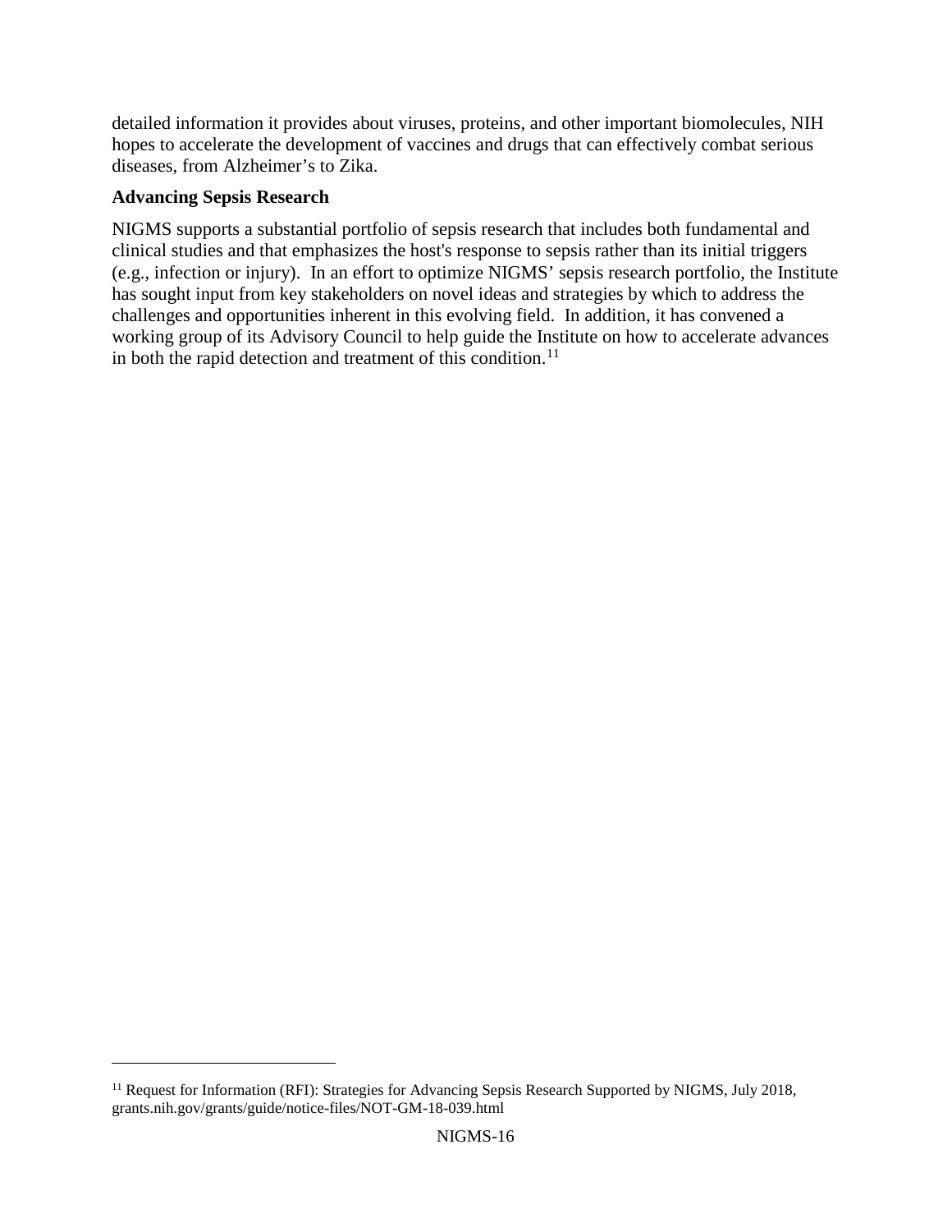detailed information it provides about viruses, proteins, and other important biomolecules, NIH hopes to accelerate the development of vaccines and drugs that can effectively combat serious diseases, from Alzheimer's to Zika.

**Advancing Sepsis Research**

NIGMS supports a substantial portfolio of sepsis research that includes both fundamental and clinical studies and that emphasizes the host's response to sepsis rather than its initial triggers (e.g., infection or injury). In an effort to optimize NIGMS' sepsis research portfolio, the Institute has sought input from key stakeholders on novel ideas and strategies by which to address the challenges and opportunities inherent in this evolving field. In addition, it has convened a working group of its Advisory Council to help guide the Institute on how to accelerate advances in both the rapid detection and treatment of this condition.[11]

---

[11] Request for Information (RFI): Strategies for Advancing Sepsis Research Supported by NIGMS, July 2018, grants.nih.gov/grants/guide/notice-files/NOT-GM-18-039.html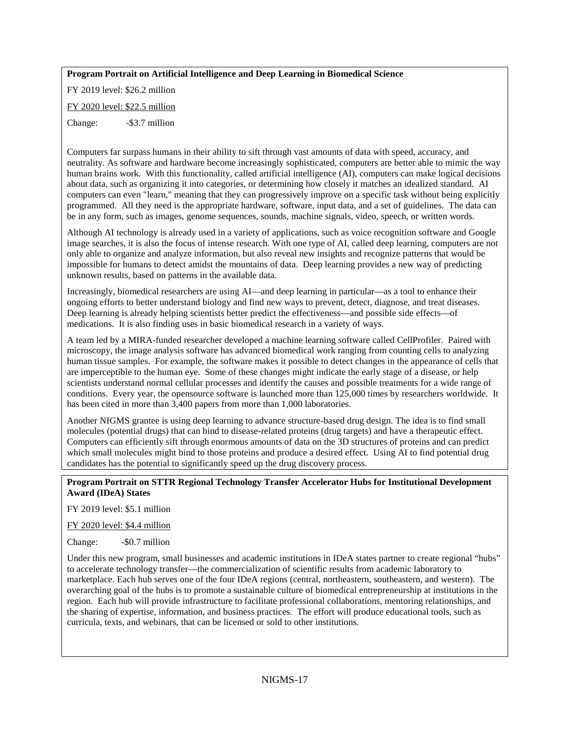**Program Portrait on Artificial Intelligence and Deep Learning in Biomedical Science**

FY 2019 level: $26.2 million

FY 2020 level: $22.5 million

Change: -$3.7 million

Computers far surpass humans in their ability to sift through vast amounts of data with speed, accuracy, and neutrality. As software and hardware become increasingly sophisticated, computers are better able to mimic the way human brains work. With this functionality, called artificial intelligence (AI), computers can make logical decisions about data, such as organizing it into categories, or determining how closely it matches an idealized standard. AI computers can even "learn," meaning that they can progressively improve on a specific task without being explicitly programmed. All they need is the appropriate hardware, software, input data, and a set of guidelines. The data can be in any form, such as images, genome sequences, sounds, machine signals, video, speech, or written words.

Although AI technology is already used in a variety of applications, such as voice recognition software and Google image searches, it is also the focus of intense research. With one type of AI, called deep learning, computers are not only able to organize and analyze information, but also reveal new insights and recognize patterns that would be impossible for humans to detect amidst the mountains of data. Deep learning provides a new way of predicting unknown results, based on patterns in the available data.

Increasingly, biomedical researchers are using AI—and deep learning in particular—as a tool to enhance their ongoing efforts to better understand biology and find new ways to prevent, detect, diagnose, and treat diseases. Deep learning is already helping scientists better predict the effectiveness—and possible side effects—of medications. It is also finding uses in basic biomedical research in a variety of ways.

A team led by a MIRA-funded researcher developed a machine learning software called CellProfiler. Paired with microscopy, the image analysis software has advanced biomedical work ranging from counting cells to analyzing human tissue samples. For example, the software makes it possible to detect changes in the appearance of cells that are imperceptible to the human eye. Some of these changes might indicate the early stage of a disease, or help scientists understand normal cellular processes and identify the causes and possible treatments for a wide range of conditions. Every year, the opensource software is launched more than 125,000 times by researchers worldwide. It has been cited in more than 3,400 papers from more than 1,000 laboratories.

Another NIGMS grantee is using deep learning to advance structure-based drug design. The idea is to find small molecules (potential drugs) that can bind to disease-related proteins (drug targets) and have a therapeutic effect. Computers can efficiently sift through enormous amounts of data on the 3D structures of proteins and can predict which small molecules might bind to those proteins and produce a desired effect. Using AI to find potential drug candidates has the potential to significantly speed up the drug discovery process.

**Program Portrait on STTR Regional Technology Transfer Accelerator Hubs for Institutional Development Award (IDeA) States**

FY 2019 level: $5.1 million

FY 2020 level: $4.4 million

Change: -$0.7 million

Under this new program, small businesses and academic institutions in IDeA states partner to create regional "hubs" to accelerate technology transfer—the commercialization of scientific results from academic laboratory to marketplace. Each hub serves one of the four IDeA regions (central, northeastern, southeastern, and western). The overarching goal of the hubs is to promote a sustainable culture of biomedical entrepreneurship at institutions in the region. Each hub will provide infrastructure to facilitate professional collaborations, mentoring relationships, and the sharing of expertise, information, and business practices. The effort will produce educational tools, such as curricula, texts, and webinars, that can be licensed or sold to other institutions.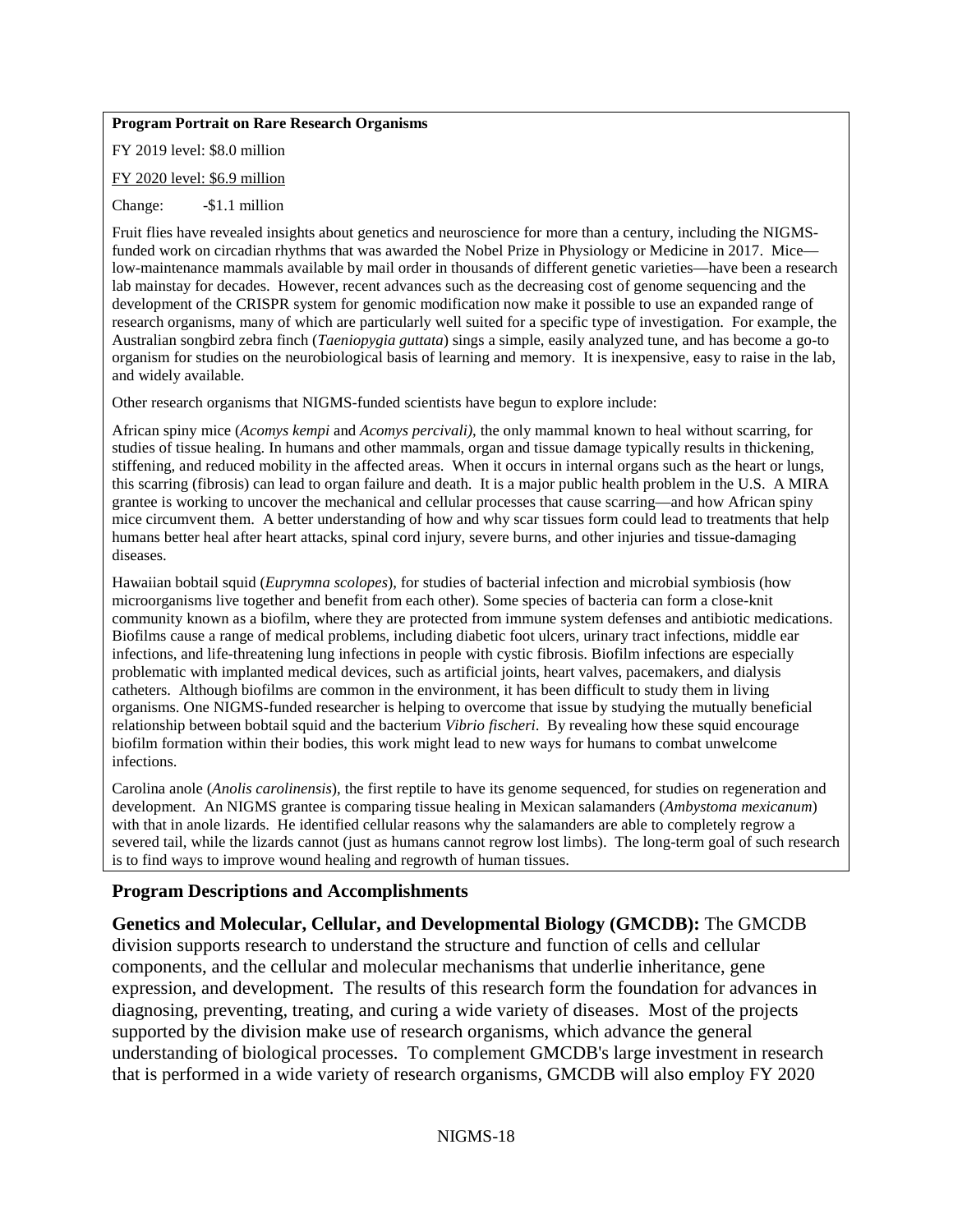**Program Portrait on Rare Research Organisms**

FY 2019 level: $8.0 million

FY 2020 level: $6.9 million

Change: -$1.1 million

Fruit flies have revealed insights about genetics and neuroscience for more than a century, including the NIGMS-funded work on circadian rhythms that was awarded the Nobel Prize in Physiology or Medicine in 2017. Mice—low-maintenance mammals available by mail order in thousands of different genetic varieties—have been a research lab mainstay for decades. However, recent advances such as the decreasing cost of genome sequencing and the development of the CRISPR system for genomic modification now make it possible to use an expanded range of research organisms, many of which are particularly well suited for a specific type of investigation. For example, the Australian songbird zebra finch (*Taeniopygia guttata*) sings a simple, easily analyzed tune, and has become a go-to organism for studies on the neurobiological basis of learning and memory. It is inexpensive, easy to raise in the lab, and widely available.

Other research organisms that NIGMS-funded scientists have begun to explore include:

African spiny mice (*Acomys kempi* and *Acomys percivali)*, the only mammal known to heal without scarring, for studies of tissue healing. In humans and other mammals, organ and tissue damage typically results in thickening, stiffening, and reduced mobility in the affected areas. When it occurs in internal organs such as the heart or lungs, this scarring (fibrosis) can lead to organ failure and death. It is a major public health problem in the U.S. A MIRA grantee is working to uncover the mechanical and cellular processes that cause scarring—and how African spiny mice circumvent them. A better understanding of how and why scar tissues form could lead to treatments that help humans better heal after heart attacks, spinal cord injury, severe burns, and other injuries and tissue-damaging diseases.

Hawaiian bobtail squid (*Euprymna scolopes*), for studies of bacterial infection and microbial symbiosis (how microorganisms live together and benefit from each other). Some species of bacteria can form a close-knit community known as a biofilm, where they are protected from immune system defenses and antibiotic medications. Biofilms cause a range of medical problems, including diabetic foot ulcers, urinary tract infections, middle ear infections, and life-threatening lung infections in people with cystic fibrosis. Biofilm infections are especially problematic with implanted medical devices, such as artificial joints, heart valves, pacemakers, and dialysis catheters. Although biofilms are common in the environment, it has been difficult to study them in living organisms. One NIGMS-funded researcher is helping to overcome that issue by studying the mutually beneficial relationship between bobtail squid and the bacterium *Vibrio fischeri*. By revealing how these squid encourage biofilm formation within their bodies, this work might lead to new ways for humans to combat unwelcome infections.

Carolina anole (*Anolis carolinensis*), the first reptile to have its genome sequenced, for studies on regeneration and development. An NIGMS grantee is comparing tissue healing in Mexican salamanders (*Ambystoma mexicanum*) with that in anole lizards. He identified cellular reasons why the salamanders are able to completely regrow a severed tail, while the lizards cannot (just as humans cannot regrow lost limbs). The long-term goal of such research is to find ways to improve wound healing and regrowth of human tissues.

## Program Descriptions and Accomplishments

**Genetics and Molecular, Cellular, and Developmental Biology (GMCDB):** The GMCDB division supports research to understand the structure and function of cells and cellular components, and the cellular and molecular mechanisms that underlie inheritance, gene expression, and development. The results of this research form the foundation for advances in diagnosing, preventing, treating, and curing a wide variety of diseases. Most of the projects supported by the division make use of research organisms, which advance the general understanding of biological processes. To complement GMCDB's large investment in research that is performed in a wide variety of research organisms, GMCDB will also employ FY 2020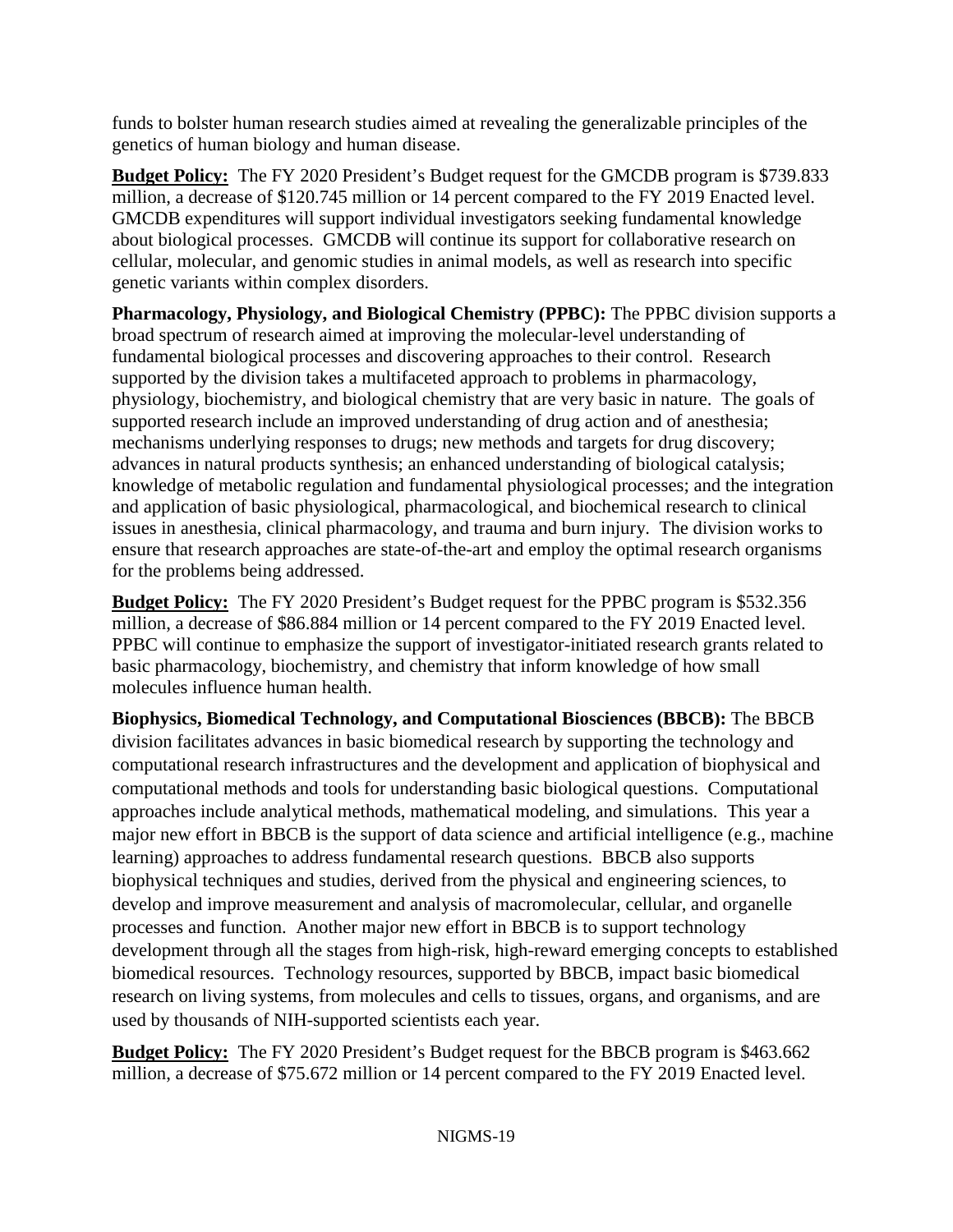funds to bolster human research studies aimed at revealing the generalizable principles of the genetics of human biology and human disease.

**Budget Policy:** The FY 2020 President's Budget request for the GMCDB program is $739.833 million, a decrease of $120.745 million or 14 percent compared to the FY 2019 Enacted level. GMCDB expenditures will support individual investigators seeking fundamental knowledge about biological processes. GMCDB will continue its support for collaborative research on cellular, molecular, and genomic studies in animal models, as well as research into specific genetic variants within complex disorders.

**Pharmacology, Physiology, and Biological Chemistry (PPBC):** The PPBC division supports a broad spectrum of research aimed at improving the molecular-level understanding of fundamental biological processes and discovering approaches to their control. Research supported by the division takes a multifaceted approach to problems in pharmacology, physiology, biochemistry, and biological chemistry that are very basic in nature. The goals of supported research include an improved understanding of drug action and of anesthesia; mechanisms underlying responses to drugs; new methods and targets for drug discovery; advances in natural products synthesis; an enhanced understanding of biological catalysis; knowledge of metabolic regulation and fundamental physiological processes; and the integration and application of basic physiological, pharmacological, and biochemical research to clinical issues in anesthesia, clinical pharmacology, and trauma and burn injury. The division works to ensure that research approaches are state-of-the-art and employ the optimal research organisms for the problems being addressed.

**Budget Policy:** The FY 2020 President's Budget request for the PPBC program is $532.356 million, a decrease of $86.884 million or 14 percent compared to the FY 2019 Enacted level. PPBC will continue to emphasize the support of investigator-initiated research grants related to basic pharmacology, biochemistry, and chemistry that inform knowledge of how small molecules influence human health.

**Biophysics, Biomedical Technology, and Computational Biosciences (BBCB):** The BBCB division facilitates advances in basic biomedical research by supporting the technology and computational research infrastructures and the development and application of biophysical and computational methods and tools for understanding basic biological questions. Computational approaches include analytical methods, mathematical modeling, and simulations. This year a major new effort in BBCB is the support of data science and artificial intelligence (e.g., machine learning) approaches to address fundamental research questions. BBCB also supports biophysical techniques and studies, derived from the physical and engineering sciences, to develop and improve measurement and analysis of macromolecular, cellular, and organelle processes and function. Another major new effort in BBCB is to support technology development through all the stages from high-risk, high-reward emerging concepts to established biomedical resources. Technology resources, supported by BBCB, impact basic biomedical research on living systems, from molecules and cells to tissues, organs, and organisms, and are used by thousands of NIH-supported scientists each year.

**Budget Policy:** The FY 2020 President's Budget request for the BBCB program is $463.662 million, a decrease of $75.672 million or 14 percent compared to the FY 2019 Enacted level.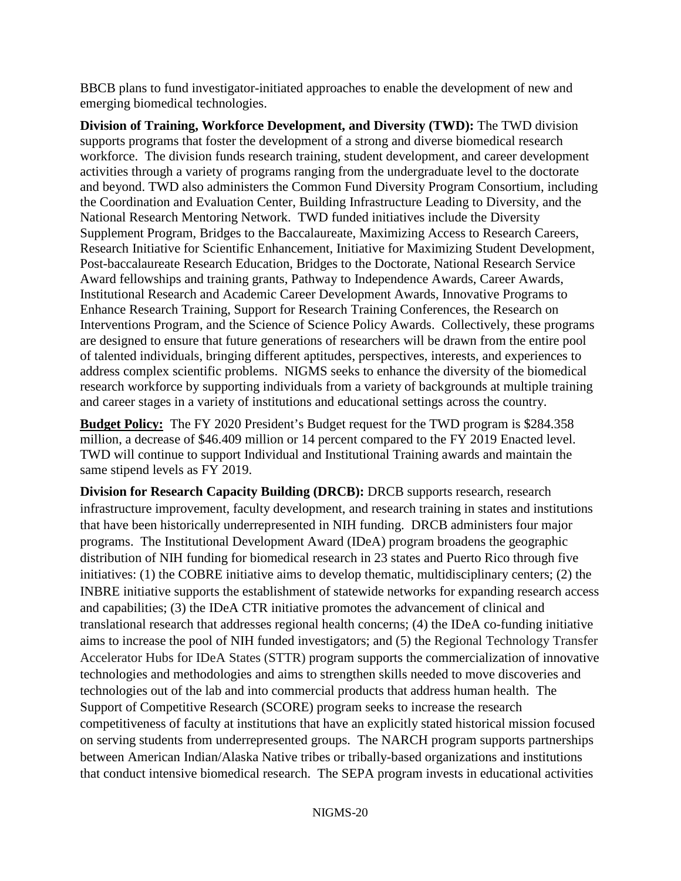BBCB plans to fund investigator-initiated approaches to enable the development of new and emerging biomedical technologies.

**Division of Training, Workforce Development, and Diversity (TWD):** The TWD division supports programs that foster the development of a strong and diverse biomedical research workforce. The division funds research training, student development, and career development activities through a variety of programs ranging from the undergraduate level to the doctorate and beyond. TWD also administers the Common Fund Diversity Program Consortium, including the Coordination and Evaluation Center, Building Infrastructure Leading to Diversity, and the National Research Mentoring Network. TWD funded initiatives include the Diversity Supplement Program, Bridges to the Baccalaureate, Maximizing Access to Research Careers, Research Initiative for Scientific Enhancement, Initiative for Maximizing Student Development, Post-baccalaureate Research Education, Bridges to the Doctorate, National Research Service Award fellowships and training grants, Pathway to Independence Awards, Career Awards, Institutional Research and Academic Career Development Awards, Innovative Programs to Enhance Research Training, Support for Research Training Conferences, the Research on Interventions Program, and the Science of Science Policy Awards. Collectively, these programs are designed to ensure that future generations of researchers will be drawn from the entire pool of talented individuals, bringing different aptitudes, perspectives, interests, and experiences to address complex scientific problems. NIGMS seeks to enhance the diversity of the biomedical research workforce by supporting individuals from a variety of backgrounds at multiple training and career stages in a variety of institutions and educational settings across the country.

**Budget Policy:** The FY 2020 President's Budget request for the TWD program is $284.358 million, a decrease of $46.409 million or 14 percent compared to the FY 2019 Enacted level. TWD will continue to support Individual and Institutional Training awards and maintain the same stipend levels as FY 2019.

**Division for Research Capacity Building (DRCB):** DRCB supports research, research infrastructure improvement, faculty development, and research training in states and institutions that have been historically underrepresented in NIH funding. DRCB administers four major programs. The Institutional Development Award (IDeA) program broadens the geographic distribution of NIH funding for biomedical research in 23 states and Puerto Rico through five initiatives: (1) the COBRE initiative aims to develop thematic, multidisciplinary centers; (2) the INBRE initiative supports the establishment of statewide networks for expanding research access and capabilities; (3) the IDeA CTR initiative promotes the advancement of clinical and translational research that addresses regional health concerns; (4) the IDeA co-funding initiative aims to increase the pool of NIH funded investigators; and (5) the Regional Technology Transfer Accelerator Hubs for IDeA States (STTR) program supports the commercialization of innovative technologies and methodologies and aims to strengthen skills needed to move discoveries and technologies out of the lab and into commercial products that address human health. The Support of Competitive Research (SCORE) program seeks to increase the research competitiveness of faculty at institutions that have an explicitly stated historical mission focused on serving students from underrepresented groups. The NARCH program supports partnerships between American Indian/Alaska Native tribes or tribally-based organizations and institutions that conduct intensive biomedical research. The SEPA program invests in educational activities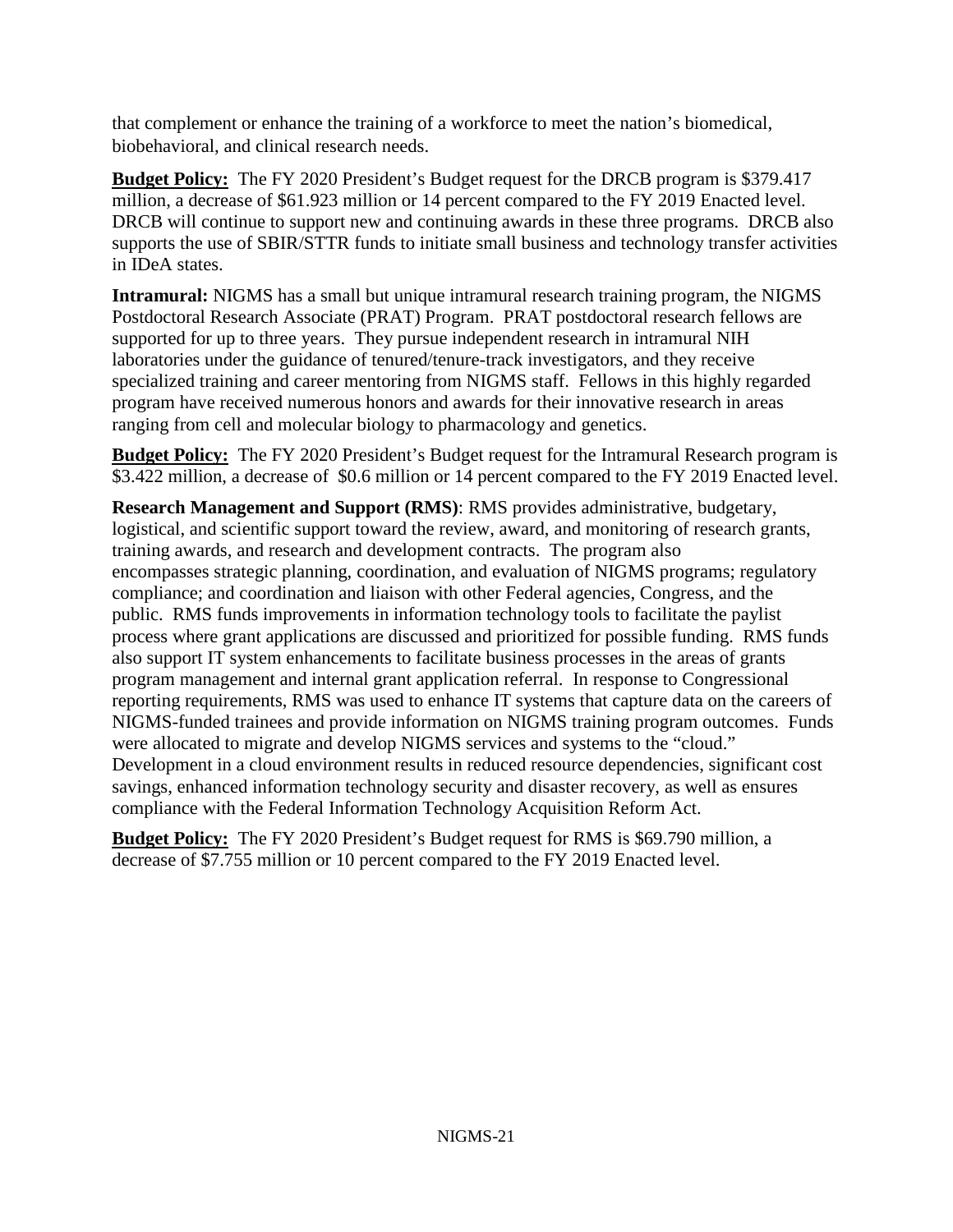that complement or enhance the training of a workforce to meet the nation's biomedical, biobehavioral, and clinical research needs.

**Budget Policy:** The FY 2020 President's Budget request for the DRCB program is $379.417 million, a decrease of $61.923 million or 14 percent compared to the FY 2019 Enacted level. DRCB will continue to support new and continuing awards in these three programs. DRCB also supports the use of SBIR/STTR funds to initiate small business and technology transfer activities in IDeA states.

**Intramural:** NIGMS has a small but unique intramural research training program, the NIGMS Postdoctoral Research Associate (PRAT) Program. PRAT postdoctoral research fellows are supported for up to three years. They pursue independent research in intramural NIH laboratories under the guidance of tenured/tenure-track investigators, and they receive specialized training and career mentoring from NIGMS staff. Fellows in this highly regarded program have received numerous honors and awards for their innovative research in areas ranging from cell and molecular biology to pharmacology and genetics.

**Budget Policy:** The FY 2020 President's Budget request for the Intramural Research program is $3.422 million, a decrease of $0.6 million or 14 percent compared to the FY 2019 Enacted level.

**Research Management and Support (RMS)**: RMS provides administrative, budgetary, logistical, and scientific support toward the review, award, and monitoring of research grants, training awards, and research and development contracts. The program also encompasses strategic planning, coordination, and evaluation of NIGMS programs; regulatory compliance; and coordination and liaison with other Federal agencies, Congress, and the public. RMS funds improvements in information technology tools to facilitate the paylist process where grant applications are discussed and prioritized for possible funding. RMS funds also support IT system enhancements to facilitate business processes in the areas of grants program management and internal grant application referral. In response to Congressional reporting requirements, RMS was used to enhance IT systems that capture data on the careers of NIGMS-funded trainees and provide information on NIGMS training program outcomes. Funds were allocated to migrate and develop NIGMS services and systems to the "cloud." Development in a cloud environment results in reduced resource dependencies, significant cost savings, enhanced information technology security and disaster recovery, as well as ensures compliance with the Federal Information Technology Acquisition Reform Act.

**Budget Policy:** The FY 2020 President's Budget request for RMS is $69.790 million, a decrease of $7.755 million or 10 percent compared to the FY 2019 Enacted level.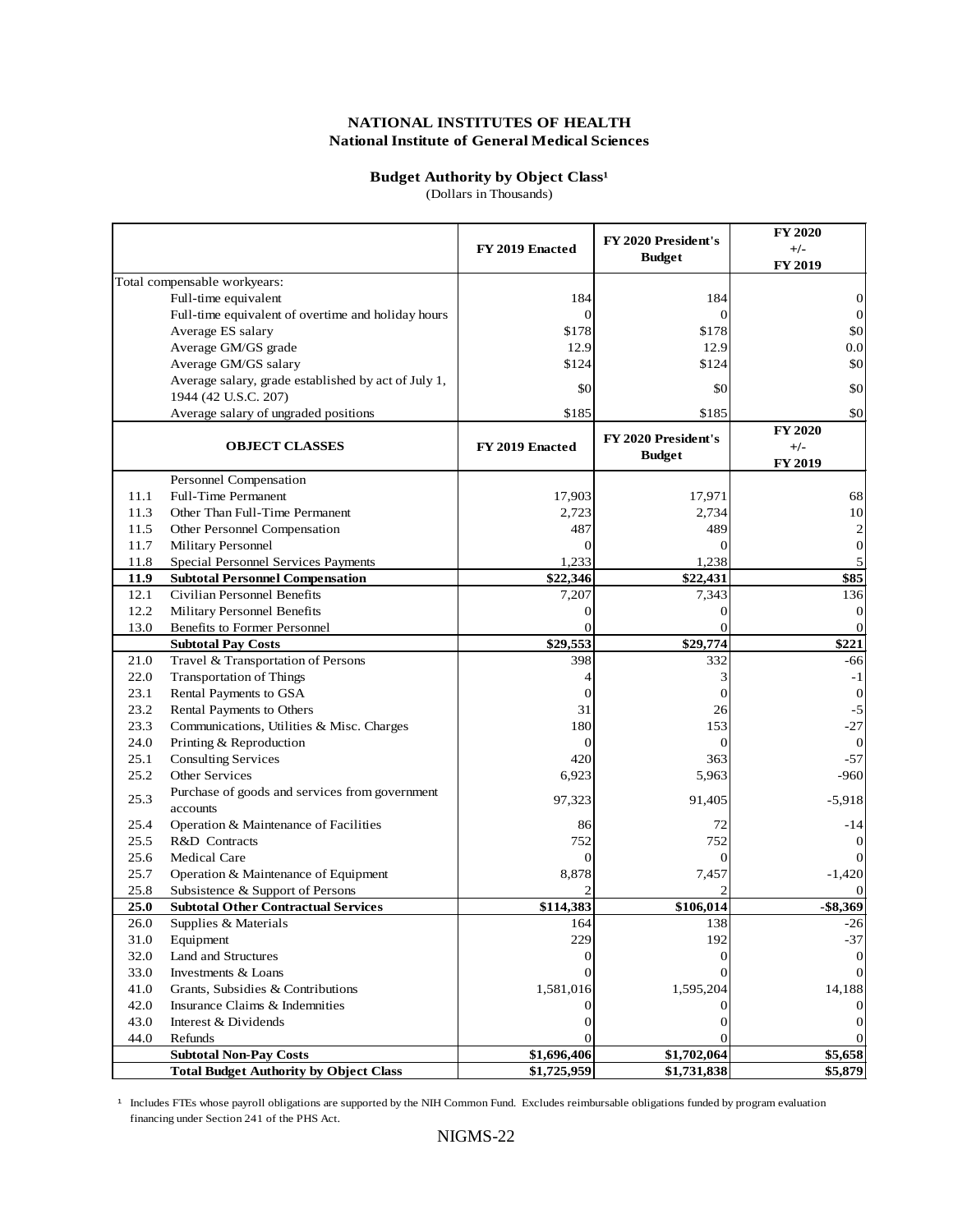## NATIONAL INSTITUTES OF HEALTH
## National Institute of General Medical Sciences

### Budget Authority by Object Class[1]
(Dollars in Thousands)

| | | FY 2019 Enacted | FY 2020 President's Budget | FY 2020 +/- FY 2019 |
|---|---|---|---|---|
| Total compensable workyears: | | | | |
| | Full-time equivalent | 184 | 184 | 0 |
| | Full-time equivalent of overtime and holiday hours | 0 | 0 | 0 |
| | Average ES salary | $178 | $178 | $0 |
| | Average GM/GS grade | 12.9 | 12.9 | 0.0 |
| | Average GM/GS salary | $124 | $124 | $0 |
| | Average salary, grade established by act of July 1, 1944 (42 U.S.C. 207) | $0 | $0 | $0 |
| | Average salary of ungraded positions | $185 | $185 | $0 |
| | **OBJECT CLASSES** | **FY 2019 Enacted** | **FY 2020 President's Budget** | **FY 2020 +/- FY 2019** |
| | Personnel Compensation | | | |
| 11.1 | Full-Time Permanent | 17,903 | 17,971 | 68 |
| 11.3 | Other Than Full-Time Permanent | 2,723 | 2,734 | 10 |
| 11.5 | Other Personnel Compensation | 487 | 489 | 2 |
| 11.7 | Military Personnel | 0 | 0 | 0 |
| 11.8 | Special Personnel Services Payments | 1,233 | 1,238 | 5 |
| **11.9** | **Subtotal Personnel Compensation** | **$22,346** | **$22,431** | **$85** |
| 12.1 | Civilian Personnel Benefits | 7,207 | 7,343 | 136 |
| 12.2 | Military Personnel Benefits | 0 | 0 | 0 |
| 13.0 | Benefits to Former Personnel | 0 | 0 | 0 |
| | **Subtotal Pay Costs** | **$29,553** | **$29,774** | **$221** |
| 21.0 | Travel & Transportation of Persons | 398 | 332 | -66 |
| 22.0 | Transportation of Things | 4 | 3 | -1 |
| 23.1 | Rental Payments to GSA | 0 | 0 | 0 |
| 23.2 | Rental Payments to Others | 31 | 26 | -5 |
| 23.3 | Communications, Utilities & Misc. Charges | 180 | 153 | -27 |
| 24.0 | Printing & Reproduction | 0 | 0 | 0 |
| 25.1 | Consulting Services | 420 | 363 | -57 |
| 25.2 | Other Services | 6,923 | 5,963 | -960 |
| 25.3 | Purchase of goods and services from government accounts | 97,323 | 91,405 | -5,918 |
| 25.4 | Operation & Maintenance of Facilities | 86 | 72 | -14 |
| 25.5 | R&D Contracts | 752 | 752 | 0 |
| 25.6 | Medical Care | 0 | 0 | 0 |
| 25.7 | Operation & Maintenance of Equipment | 8,878 | 7,457 | -1,420 |
| 25.8 | Subsistence & Support of Persons | 2 | 2 | 0 |
| **25.0** | **Subtotal Other Contractual Services** | **$114,383** | **$106,014** | **-$8,369** |
| 26.0 | Supplies & Materials | 164 | 138 | -26 |
| 31.0 | Equipment | 229 | 192 | -37 |
| 32.0 | Land and Structures | 0 | 0 | 0 |
| 33.0 | Investments & Loans | 0 | 0 | 0 |
| 41.0 | Grants, Subsidies & Contributions | 1,581,016 | 1,595,204 | 14,188 |
| 42.0 | Insurance Claims & Indemnities | 0 | 0 | 0 |
| 43.0 | Interest & Dividends | 0 | 0 | 0 |
| 44.0 | Refunds | 0 | 0 | 0 |
| | **Subtotal Non-Pay Costs** | **$1,696,406** | **$1,702,064** | **$5,658** |
| | **Total Budget Authority by Object Class** | **$1,725,959** | **$1,731,838** | **$5,879** |

[1] Includes FTEs whose payroll obligations are supported by the NIH Common Fund. Excludes reimbursable obligations funded by program evaluation financing under Section 241 of the PHS Act.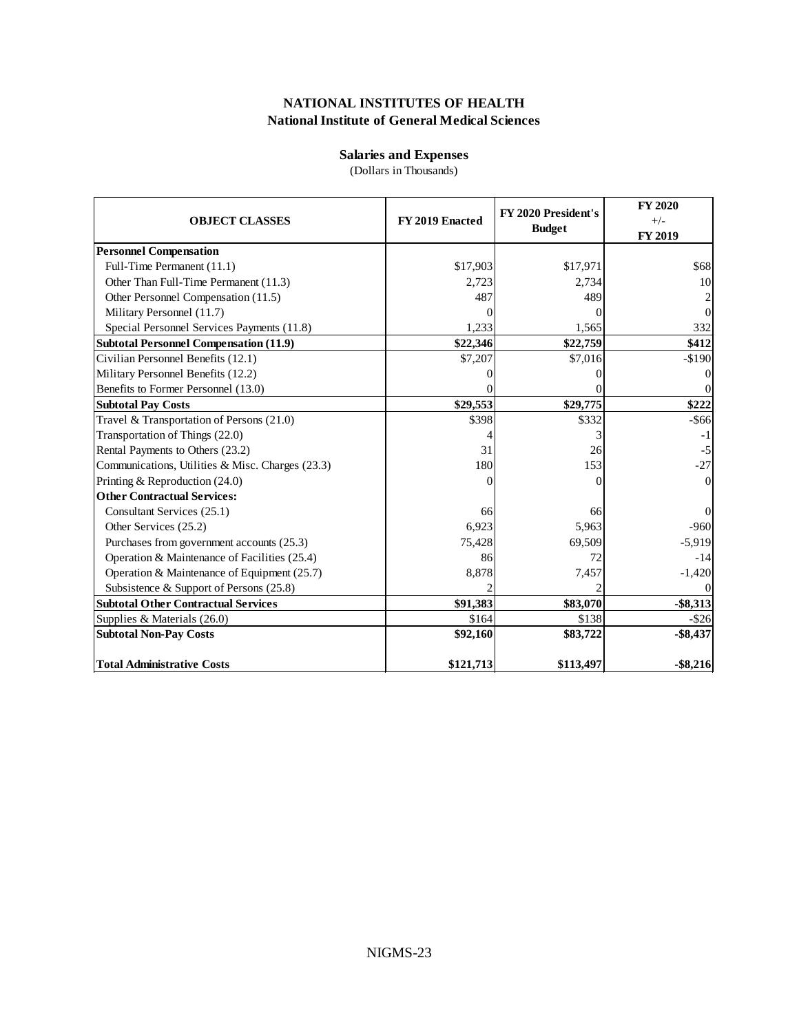# NATIONAL INSTITUTES OF HEALTH
## National Institute of General Medical Sciences

### Salaries and Expenses
(Dollars in Thousands)

| OBJECT CLASSES | FY 2019 Enacted | FY 2020 President's Budget | FY 2020 +/- FY 2019 |
|---|---|---|---|
| **Personnel Compensation** | | | |
| Full-Time Permanent (11.1) | $17,903 | $17,971 | $68 |
| Other Than Full-Time Permanent (11.3) | 2,723 | 2,734 | 10 |
| Other Personnel Compensation (11.5) | 487 | 489 | 2 |
| Military Personnel (11.7) | 0 | 0 | 0 |
| Special Personnel Services Payments (11.8) | 1,233 | 1,565 | 332 |
| **Subtotal Personnel Compensation (11.9)** | **$22,346** | **$22,759** | **$412** |
| Civilian Personnel Benefits (12.1) | $7,207 | $7,016 | -$190 |
| Military Personnel Benefits (12.2) | 0 | 0 | 0 |
| Benefits to Former Personnel (13.0) | 0 | 0 | 0 |
| **Subtotal Pay Costs** | **$29,553** | **$29,775** | **$222** |
| Travel & Transportation of Persons (21.0) | $398 | $332 | -$66 |
| Transportation of Things (22.0) | 4 | 3 | -1 |
| Rental Payments to Others (23.2) | 31 | 26 | -5 |
| Communications, Utilities & Misc. Charges (23.3) | 180 | 153 | -27 |
| Printing & Reproduction (24.0) | 0 | 0 | 0 |
| **Other Contractual Services:** | | | |
| Consultant Services (25.1) | 66 | 66 | 0 |
| Other Services (25.2) | 6,923 | 5,963 | -960 |
| Purchases from government accounts (25.3) | 75,428 | 69,509 | -5,919 |
| Operation & Maintenance of Facilities (25.4) | 86 | 72 | -14 |
| Operation & Maintenance of Equipment (25.7) | 8,878 | 7,457 | -1,420 |
| Subsistence & Support of Persons (25.8) | 2 | 2 | 0 |
| **Subtotal Other Contractual Services** | **$91,383** | **$83,070** | **-$8,313** |
| Supplies & Materials (26.0) | $164 | $138 | -$26 |
| **Subtotal Non-Pay Costs** | **$92,160** | **$83,722** | **-$8,437** |
| **Total Administrative Costs** | **$121,713** | **$113,497** | **-$8,216** |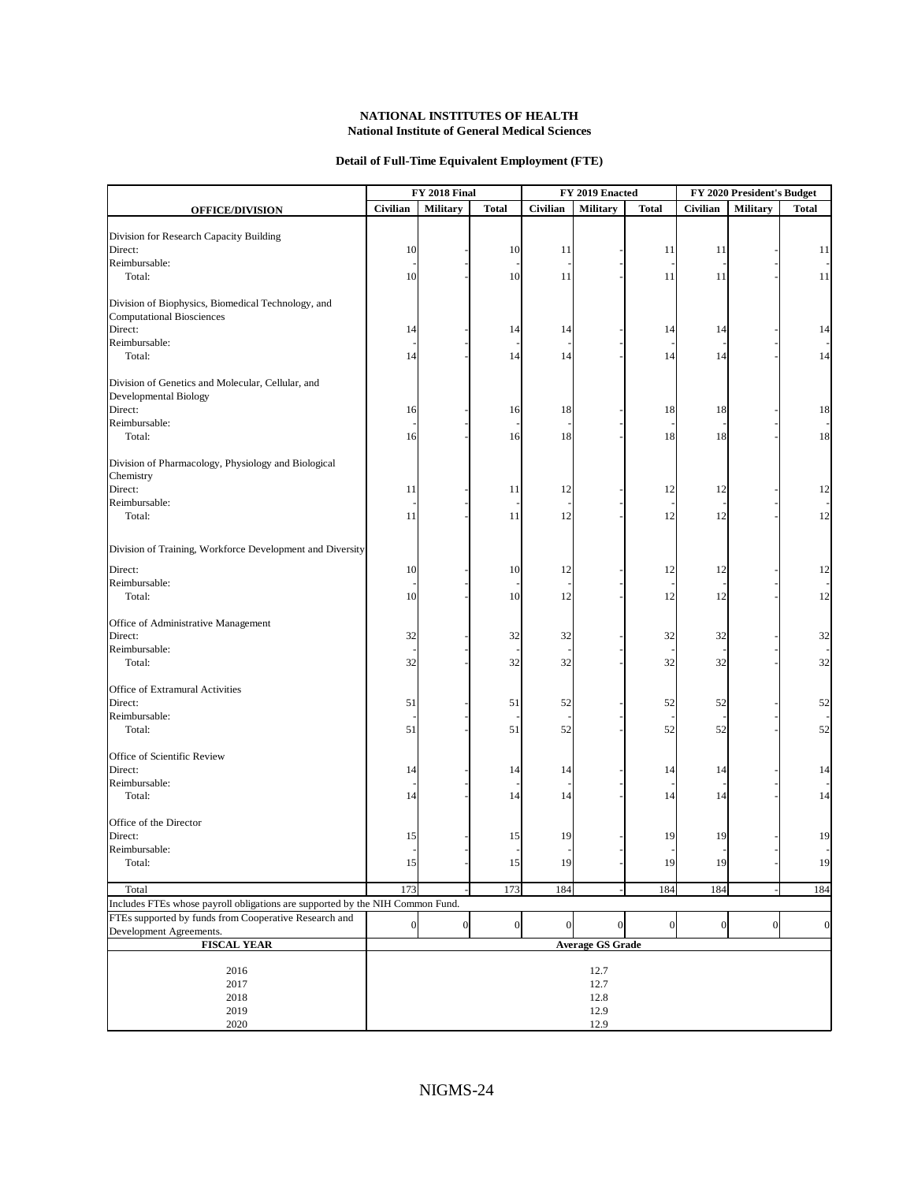**NATIONAL INSTITUTES OF HEALTH**
**National Institute of General Medical Sciences**

**Detail of Full-Time Equivalent Employment (FTE)**

| OFFICE/DIVISION | FY 2018 Final | | | FY 2019 Enacted | | | FY 2020 President's Budget | | |
|---|---|---|---|---|---|---|---|---|---|
| | Civilian | Military | Total | Civilian | Military | Total | Civilian | Military | Total |
| **Division for Research Capacity Building** | | | | | | | | | |
| Direct: | 10 | - | 10 | 11 | - | 11 | 11 | - | 11 |
| Reimbursable: | - | - | - | - | - | - | - | - | - |
| Total: | 10 | - | 10 | 11 | - | 11 | 11 | - | 11 |
| **Division of Biophysics, Biomedical Technology, and Computational Biosciences** | | | | | | | | | |
| Direct: | 14 | - | 14 | 14 | - | 14 | 14 | - | 14 |
| Reimbursable: | - | - | - | - | - | - | - | - | - |
| Total: | 14 | - | 14 | 14 | - | 14 | 14 | - | 14 |
| **Division of Genetics and Molecular, Cellular, and Developmental Biology** | | | | | | | | | |
| Direct: | 16 | - | 16 | 18 | - | 18 | 18 | - | 18 |
| Reimbursable: | - | - | - | - | - | - | - | - | - |
| Total: | 16 | - | 16 | 18 | - | 18 | 18 | - | 18 |
| **Division of Pharmacology, Physiology and Biological Chemistry** | | | | | | | | | |
| Direct: | 11 | - | 11 | 12 | - | 12 | 12 | - | 12 |
| Reimbursable: | - | - | - | - | - | - | - | - | - |
| Total: | 11 | - | 11 | 12 | - | 12 | 12 | - | 12 |
| **Division of Training, Workforce Development and Diversity** | | | | | | | | | |
| Direct: | 10 | - | 10 | 12 | - | 12 | 12 | - | 12 |
| Reimbursable: | - | - | - | - | - | - | - | - | - |
| Total: | 10 | - | 10 | 12 | - | 12 | 12 | - | 12 |
| **Office of Administrative Management** | | | | | | | | | |
| Direct: | 32 | - | 32 | 32 | - | 32 | 32 | - | 32 |
| Reimbursable: | - | - | - | - | - | - | - | - | - |
| Total: | 32 | - | 32 | 32 | - | 32 | 32 | - | 32 |
| **Office of Extramural Activities** | | | | | | | | | |
| Direct: | 51 | - | 51 | 52 | - | 52 | 52 | - | 52 |
| Reimbursable: | - | - | - | - | - | - | - | - | - |
| Total: | 51 | - | 51 | 52 | - | 52 | 52 | - | 52 |
| **Office of Scientific Review** | | | | | | | | | |
| Direct: | 14 | - | 14 | 14 | - | 14 | 14 | - | 14 |
| Reimbursable: | - | - | - | - | - | - | - | - | - |
| Total: | 14 | - | 14 | 14 | - | 14 | 14 | - | 14 |
| **Office of the Director** | | | | | | | | | |
| Direct: | 15 | - | 15 | 19 | - | 19 | 19 | - | 19 |
| Reimbursable: | - | - | - | - | - | - | - | - | - |
| Total: | 15 | - | 15 | 19 | - | 19 | 19 | - | 19 |
| **Total** | 173 | - | 173 | 184 | - | 184 | 184 | - | 184 |
| Includes FTEs whose payroll obligations are supported by the NIH Common Fund. | | | | | | | | | |
| FTEs supported by funds from Cooperative Research and Development Agreements. | 0 | 0 | 0 | 0 | 0 | 0 | 0 | 0 | 0 |

| FISCAL YEAR | Average GS Grade |
|---|---|
| 2016 | 12.7 |
| 2017 | 12.7 |
| 2018 | 12.8 |
| 2019 | 12.9 |
| 2020 | 12.9 |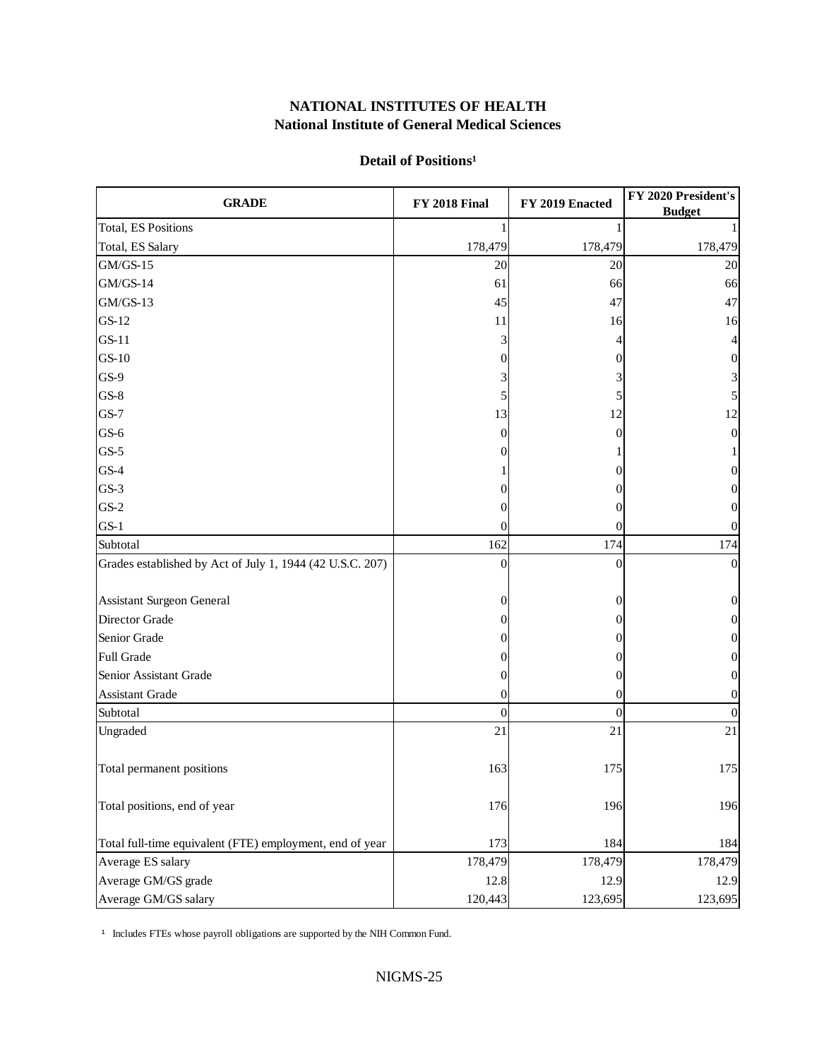**NATIONAL INSTITUTES OF HEALTH**
**National Institute of General Medical Sciences**

**Detail of Positions[1]**

| GRADE | FY 2018 Final | FY 2019 Enacted | FY 2020 President's Budget |
|---|---|---|---|
| Total, ES Positions | 1 | 1 | 1 |
| Total, ES Salary | 178,479 | 178,479 | 178,479 |
| GM/GS-15 | 20 | 20 | 20 |
| GM/GS-14 | 61 | 66 | 66 |
| GM/GS-13 | 45 | 47 | 47 |
| GS-12 | 11 | 16 | 16 |
| GS-11 | 3 | 4 | 4 |
| GS-10 | 0 | 0 | 0 |
| GS-9 | 3 | 3 | 3 |
| GS-8 | 5 | 5 | 5 |
| GS-7 | 13 | 12 | 12 |
| GS-6 | 0 | 0 | 0 |
| GS-5 | 0 | 1 | 1 |
| GS-4 | 1 | 0 | 0 |
| GS-3 | 0 | 0 | 0 |
| GS-2 | 0 | 0 | 0 |
| GS-1 | 0 | 0 | 0 |
| Subtotal | 162 | 174 | 174 |
| Grades established by Act of July 1, 1944 (42 U.S.C. 207) | 0 | 0 | 0 |
| Assistant Surgeon General | 0 | 0 | 0 |
| Director Grade | 0 | 0 | 0 |
| Senior Grade | 0 | 0 | 0 |
| Full Grade | 0 | 0 | 0 |
| Senior Assistant Grade | 0 | 0 | 0 |
| Assistant Grade | 0 | 0 | 0 |
| Subtotal | 0 | 0 | 0 |
| Ungraded | 21 | 21 | 21 |
| Total permanent positions | 163 | 175 | 175 |
| Total positions, end of year | 176 | 196 | 196 |
| Total full-time equivalent (FTE) employment, end of year | 173 | 184 | 184 |
| Average ES salary | 178,479 | 178,479 | 178,479 |
| Average GM/GS grade | 12.8 | 12.9 | 12.9 |
| Average GM/GS salary | 120,443 | 123,695 | 123,695 |

[1] Includes FTEs whose payroll obligations are supported by the NIH Common Fund.